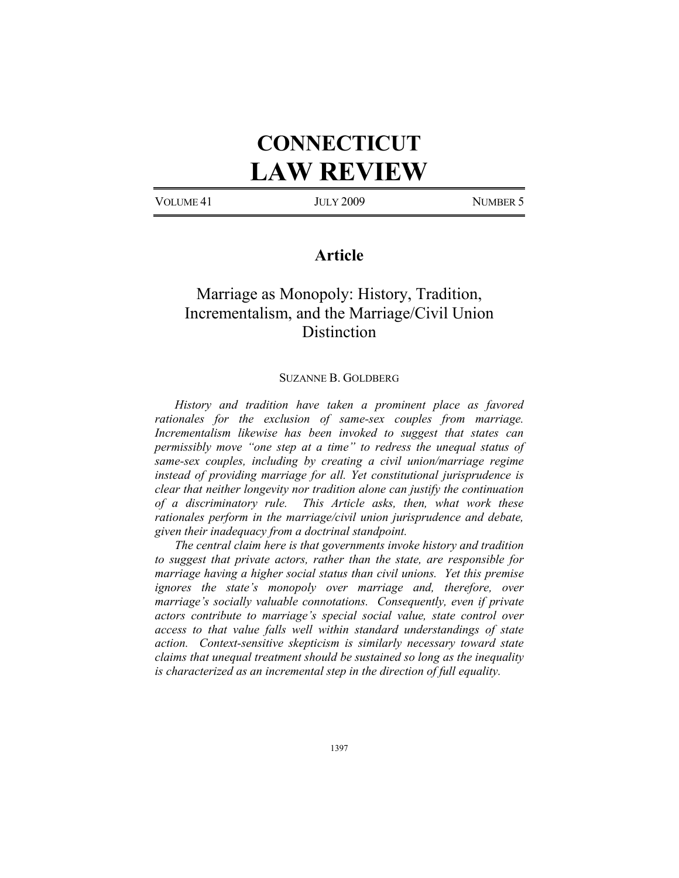# CONNECTICUT LAW REVIEW

VOLUME 41 | JULY 2009 | NUMBER 5

## Article

# Marriage as Monopoly: History, Tradition, Incrementalism, and the Marriage/Civil Union Distinction

SUZANNE B. GOLDBERG

*History and tradition have taken a prominent place as favored rationales for the exclusion of same-sex couples from marriage. Incrementalism likewise has been invoked to suggest that states can permissibly move "one step at a time" to redress the unequal status of same-sex couples, including by creating a civil union/marriage regime instead of providing marriage for all. Yet constitutional jurisprudence is clear that neither longevity nor tradition alone can justify the continuation of a discriminatory rule. This Article asks, then, what work these rationales perform in the marriage/civil union jurisprudence and debate, given their inadequacy from a doctrinal standpoint.*

*The central claim here is that governments invoke history and tradition to suggest that private actors, rather than the state, are responsible for marriage having a higher social status than civil unions. Yet this premise ignores the state's monopoly over marriage and, therefore, over marriage's socially valuable connotations. Consequently, even if private actors contribute to marriage's special social value, state control over access to that value falls well within standard understandings of state action. Context-sensitive skepticism is similarly necessary toward state claims that unequal treatment should be sustained so long as the inequality is characterized as an incremental step in the direction of full equality.*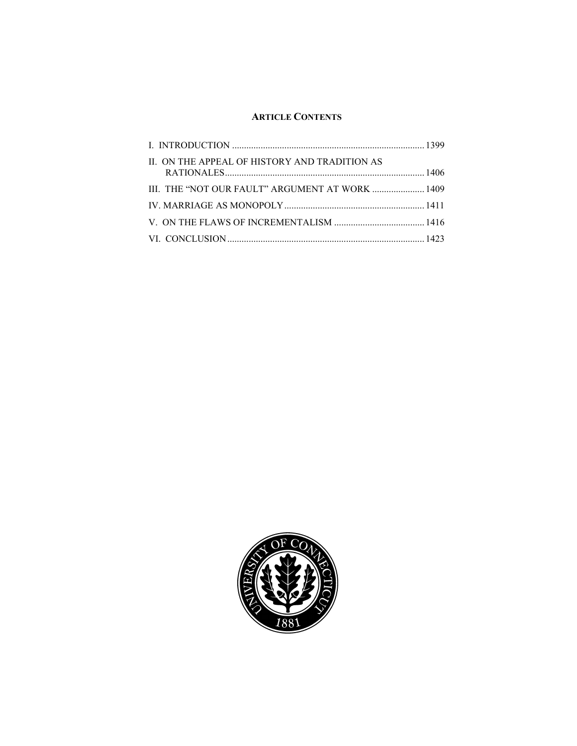**ARTICLE CONTENTS**

I. INTRODUCTION ........................................................................... 1399

II. ON THE APPEAL OF HISTORY AND TRADITION AS RATIONALES ........................................................................... 1406

III. THE "NOT OUR FAULT" ARGUMENT AT WORK ........................ 1409

IV. MARRIAGE AS MONOPOLY ........................................................ 1411

V. ON THE FLAWS OF INCREMENTALISM ...................................... 1416

VI. CONCLUSION ........................................................................... 1423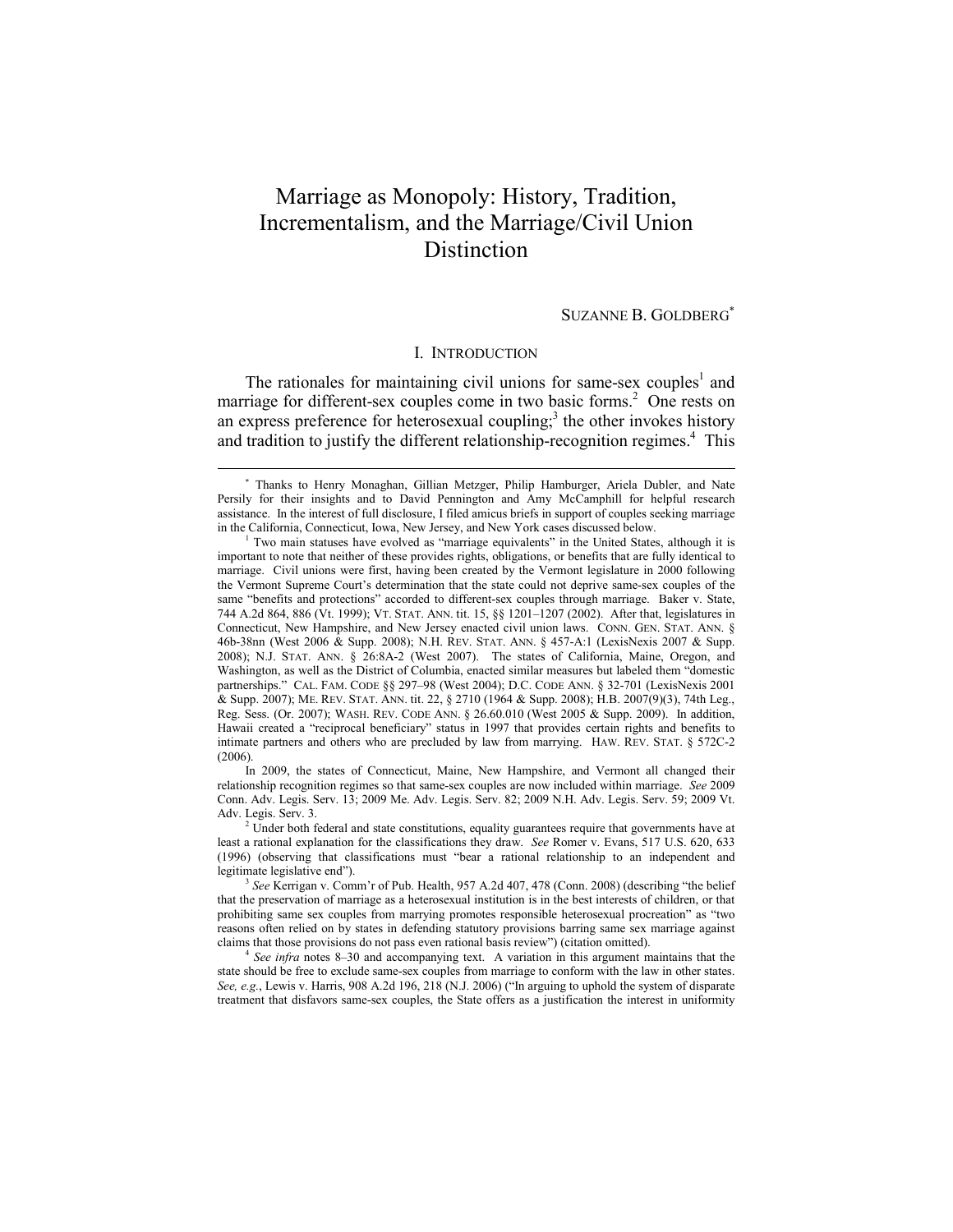# Marriage as Monopoly: History, Tradition, Incrementalism, and the Marriage/Civil Union Distinction

SUZANNE B. GOLDBERG[*]

## I. INTRODUCTION

The rationales for maintaining civil unions for same-sex couples[1] and marriage for different-sex couples come in two basic forms.[2] One rests on an express preference for heterosexual coupling;[3] the other invokes history and tradition to justify the different relationship-recognition regimes.[4] This

---

[*] Thanks to Henry Monaghan, Gillian Metzger, Philip Hamburger, Ariela Dubler, and Nate Persily for their insights and to David Pennington and Amy McCamphill for helpful research assistance. In the interest of full disclosure, I filed amicus briefs in support of couples seeking marriage in the California, Connecticut, Iowa, New Jersey, and New York cases discussed below.

[1] Two main statuses have evolved as "marriage equivalents" in the United States, although it is important to note that neither of these provides rights, obligations, or benefits that are fully identical to marriage. Civil unions were first, having been created by the Vermont legislature in 2000 following the Vermont Supreme Court's determination that the state could not deprive same-sex couples of the same "benefits and protections" accorded to different-sex couples through marriage. Baker v. State, 744 A.2d 864, 886 (Vt. 1999); VT. STAT. ANN. tit. 15, §§ 1201–1207 (2002). After that, legislatures in Connecticut, New Hampshire, and New Jersey enacted civil union laws. CONN. GEN. STAT. ANN. § 46b-38nn (West 2006 & Supp. 2008); N.H. REV. STAT. ANN. § 457-A:1 (LexisNexis 2007 & Supp. 2008); N.J. STAT. ANN. § 26:8A-2 (West 2007). The states of California, Maine, Oregon, and Washington, as well as the District of Columbia, enacted similar measures but labeled them "domestic partnerships." CAL. FAM. CODE §§ 297–98 (West 2004); D.C. CODE ANN. § 32-701 (LexisNexis 2001 & Supp. 2007); ME. REV. STAT. ANN. tit. 22, § 2710 (1964 & Supp. 2008); H.B. 2007(9)(3), 74th Leg., Reg. Sess. (Or. 2007); WASH. REV. CODE ANN. § 26.60.010 (West 2005 & Supp. 2009). In addition, Hawaii created a "reciprocal beneficiary" status in 1997 that provides certain rights and benefits to intimate partners and others who are precluded by law from marrying. HAW. REV. STAT. § 572C-2 (2006).

In 2009, the states of Connecticut, Maine, New Hampshire, and Vermont all changed their relationship recognition regimes so that same-sex couples are now included within marriage. *See* 2009 Conn. Adv. Legis. Serv. 13; 2009 Me. Adv. Legis. Serv. 82; 2009 N.H. Adv. Legis. Serv. 59; 2009 Vt. Adv. Legis. Serv. 3.

[2] Under both federal and state constitutions, equality guarantees require that governments have at least a rational explanation for the classifications they draw. *See* Romer v. Evans, 517 U.S. 620, 633 (1996) (observing that classifications must "bear a rational relationship to an independent and legitimate legislative end").

[3] *See* Kerrigan v. Comm'r of Pub. Health, 957 A.2d 407, 478 (Conn. 2008) (describing "the belief that the preservation of marriage as a heterosexual institution is in the best interests of children, or that prohibiting same sex couples from marrying promotes responsible heterosexual procreation" as "two reasons often relied on by states in defending statutory provisions barring same sex marriage against claims that those provisions do not pass even rational basis review") (citation omitted).

[4] *See infra* notes 8–30 and accompanying text. A variation in this argument maintains that the state should be free to exclude same-sex couples from marriage to conform with the law in other states. *See, e.g.*, Lewis v. Harris, 908 A.2d 196, 218 (N.J. 2006) ("In arguing to uphold the system of disparate treatment that disfavors same-sex couples, the State offers as a justification the interest in uniformity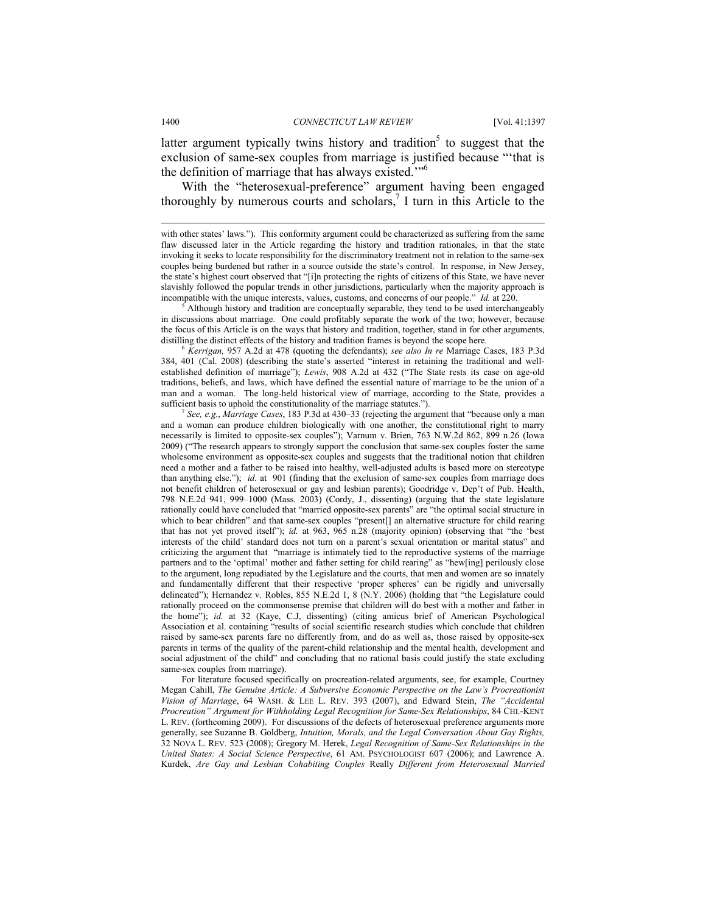latter argument typically twins history and tradition[5] to suggest that the exclusion of same-sex couples from marriage is justified because "'that is the definition of marriage that has always existed.'"[6]

With the "heterosexual-preference" argument having been engaged thoroughly by numerous courts and scholars,[7] I turn in this Article to the

---

with other states' laws."). This conformity argument could be characterized as suffering from the same flaw discussed later in the Article regarding the history and tradition rationales, in that the state invoking it seeks to locate responsibility for the discriminatory treatment not in relation to the same-sex couples being burdened but rather in a source outside the state's control. In response, in New Jersey, the state's highest court observed that "[i]n protecting the rights of citizens of this State, we have never slavishly followed the popular trends in other jurisdictions, particularly when the majority approach is incompatible with the unique interests, values, customs, and concerns of our people." *Id.* at 220.

[5] Although history and tradition are conceptually separable, they tend to be used interchangeably in discussions about marriage. One could profitably separate the work of the two; however, because the focus of this Article is on the ways that history and tradition, together, stand in for other arguments, distilling the distinct effects of the history and tradition frames is beyond the scope here.

[6] *Kerrigan,* 957 A.2d at 478 (quoting the defendants); *see also In re* Marriage Cases, 183 P.3d 384, 401 (Cal. 2008) (describing the state's asserted "interest in retaining the traditional and well-established definition of marriage"); *Lewis*, 908 A.2d at 432 ("The State rests its case on age-old traditions, beliefs, and laws, which have defined the essential nature of marriage to be the union of a man and a woman. The long-held historical view of marriage, according to the State, provides a sufficient basis to uphold the constitutionality of the marriage statutes.").

[7] *See, e.g.*, *Marriage Cases*, 183 P.3d at 430–33 (rejecting the argument that "because only a man and a woman can produce children biologically with one another, the constitutional right to marry necessarily is limited to opposite-sex couples"); Varnum v. Brien, 763 N.W.2d 862, 899 n.26 (Iowa 2009) ("The research appears to strongly support the conclusion that same-sex couples foster the same wholesome environment as opposite-sex couples and suggests that the traditional notion that children need a mother and a father to be raised into healthy, well-adjusted adults is based more on stereotype than anything else."); *id.* at 901 (finding that the exclusion of same-sex couples from marriage does not benefit children of heterosexual or gay and lesbian parents); Goodridge v. Dep't of Pub. Health, 798 N.E.2d 941, 999–1000 (Mass. 2003) (Cordy, J., dissenting) (arguing that the state legislature rationally could have concluded that "married opposite-sex parents" are "the optimal social structure in which to bear children" and that same-sex couples "present[] an alternative structure for child rearing that has not yet proved itself"); *id.* at 963, 965 n.28 (majority opinion) (observing that "the 'best interests of the child' standard does not turn on a parent's sexual orientation or marital status" and criticizing the argument that "marriage is intimately tied to the reproductive systems of the marriage partners and to the 'optimal' mother and father setting for child rearing" as "hew[ing] perilously close to the argument, long repudiated by the Legislature and the courts, that men and women are so innately and fundamentally different that their respective 'proper spheres' can be rigidly and universally delineated"); Hernandez v. Robles, 855 N.E.2d 1, 8 (N.Y. 2006) (holding that "the Legislature could rationally proceed on the commonsense premise that children will do best with a mother and father in the home"); *id.* at 32 (Kaye, C.J, dissenting) (citing amicus brief of American Psychological Association et al. containing "results of social scientific research studies which conclude that children raised by same-sex parents fare no differently from, and do as well as, those raised by opposite-sex parents in terms of the quality of the parent-child relationship and the mental health, development and social adjustment of the child" and concluding that no rational basis could justify the state excluding same-sex couples from marriage).

For literature focused specifically on procreation-related arguments, see, for example, Courtney Megan Cahill, *The Genuine Article: A Subversive Economic Perspective on the Law's Procreationist Vision of Marriage*, 64 WASH. & LEE L. REV. 393 (2007), and Edward Stein, *The "Accidental Procreation" Argument for Withholding Legal Recognition for Same-Sex Relationships*, 84 CHI.-KENT L. REV. (forthcoming 2009). For discussions of the defects of heterosexual preference arguments more generally, see Suzanne B. Goldberg, *Intuition, Morals, and the Legal Conversation About Gay Rights,* 32 NOVA L. REV. 523 (2008); Gregory M. Herek, *Legal Recognition of Same-Sex Relationships in the United States: A Social Science Perspective*, 61 AM. PSYCHOLOGIST 607 (2006); and Lawrence A. Kurdek, *Are Gay and Lesbian Cohabiting Couples* Really *Different from Heterosexual Married*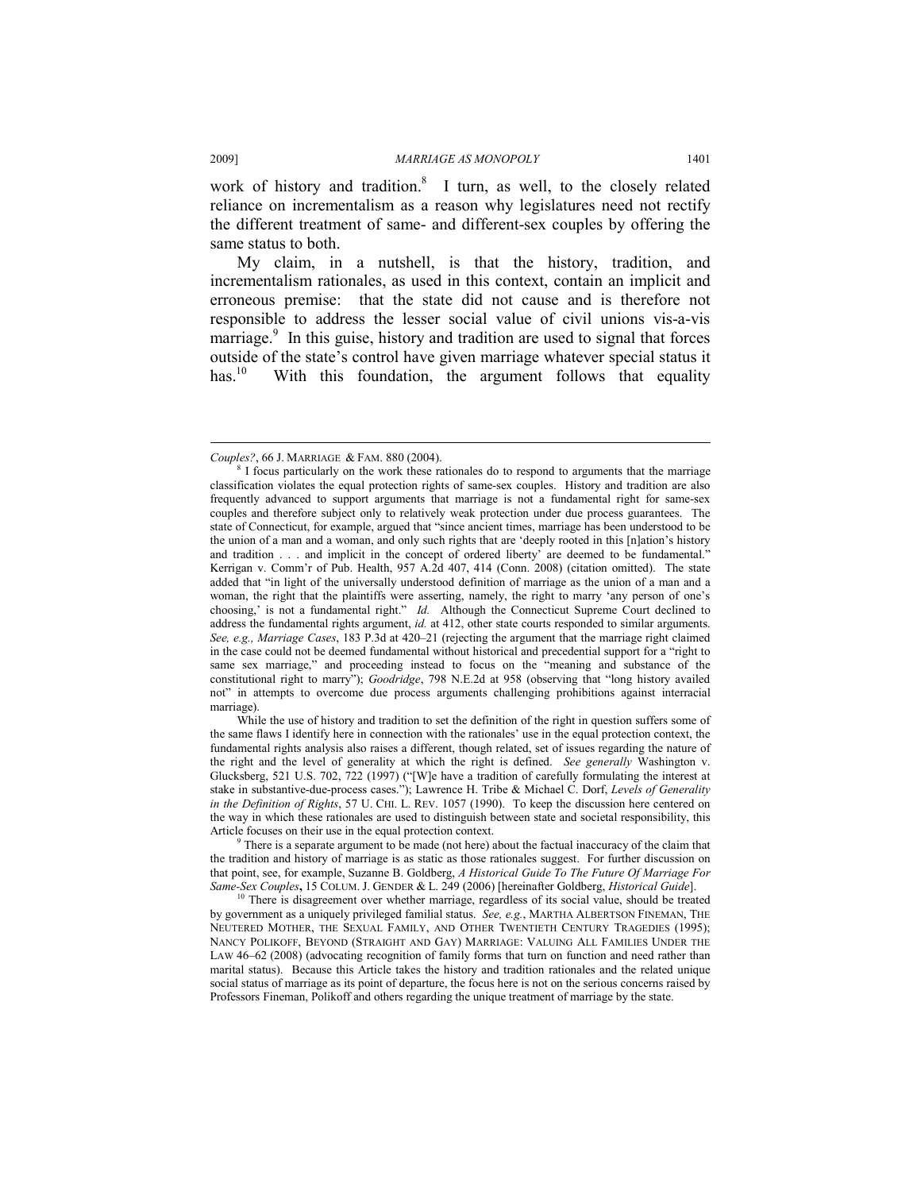work of history and tradition.[8] I turn, as well, to the closely related reliance on incrementalism as a reason why legislatures need not rectify the different treatment of same- and different-sex couples by offering the same status to both.

My claim, in a nutshell, is that the history, tradition, and incrementalism rationales, as used in this context, contain an implicit and erroneous premise: that the state did not cause and is therefore not responsible to address the lesser social value of civil unions vis-a-vis marriage.[9] In this guise, history and tradition are used to signal that forces outside of the state's control have given marriage whatever special status it has.[10] With this foundation, the argument follows that equality

---

*Couples?*, 66 J. MARRIAGE & FAM. 880 (2004).

[8] I focus particularly on the work these rationales do to respond to arguments that the marriage classification violates the equal protection rights of same-sex couples. History and tradition are also frequently advanced to support arguments that marriage is not a fundamental right for same-sex couples and therefore subject only to relatively weak protection under due process guarantees. The state of Connecticut, for example, argued that "since ancient times, marriage has been understood to be the union of a man and a woman, and only such rights that are 'deeply rooted in this [n]ation's history and tradition . . . and implicit in the concept of ordered liberty' are deemed to be fundamental." Kerrigan v. Comm'r of Pub. Health, 957 A.2d 407, 414 (Conn. 2008) (citation omitted). The state added that "in light of the universally understood definition of marriage as the union of a man and a woman, the right that the plaintiffs were asserting, namely, the right to marry 'any person of one's choosing,' is not a fundamental right." *Id.* Although the Connecticut Supreme Court declined to address the fundamental rights argument, *id.* at 412, other state courts responded to similar arguments. *See, e.g., Marriage Cases*, 183 P.3d at 420–21 (rejecting the argument that the marriage right claimed in the case could not be deemed fundamental without historical and precedential support for a "right to same sex marriage," and proceeding instead to focus on the "meaning and substance of the constitutional right to marry"); *Goodridge*, 798 N.E.2d at 958 (observing that "long history availed not" in attempts to overcome due process arguments challenging prohibitions against interracial marriage).

While the use of history and tradition to set the definition of the right in question suffers some of the same flaws I identify here in connection with the rationales' use in the equal protection context, the fundamental rights analysis also raises a different, though related, set of issues regarding the nature of the right and the level of generality at which the right is defined. *See generally* Washington v. Glucksberg, 521 U.S. 702, 722 (1997) ("[W]e have a tradition of carefully formulating the interest at stake in substantive-due-process cases."); Lawrence H. Tribe & Michael C. Dorf, *Levels of Generality in the Definition of Rights*, 57 U. CHI. L. REV. 1057 (1990). To keep the discussion here centered on the way in which these rationales are used to distinguish between state and societal responsibility, this Article focuses on their use in the equal protection context.

[9] There is a separate argument to be made (not here) about the factual inaccuracy of the claim that the tradition and history of marriage is as static as those rationales suggest. For further discussion on that point, see, for example, Suzanne B. Goldberg, *A Historical Guide To The Future Of Marriage For Same-Sex Couples*, 15 COLUM. J. GENDER & L. 249 (2006) [hereinafter Goldberg, *Historical Guide*].

[10] There is disagreement over whether marriage, regardless of its social value, should be treated by government as a uniquely privileged familial status. *See, e.g.*, MARTHA ALBERTSON FINEMAN, THE NEUTERED MOTHER, THE SEXUAL FAMILY, AND OTHER TWENTIETH CENTURY TRAGEDIES (1995); NANCY POLIKOFF, BEYOND (STRAIGHT AND GAY) MARRIAGE: VALUING ALL FAMILIES UNDER THE LAW 46–62 (2008) (advocating recognition of family forms that turn on function and need rather than marital status). Because this Article takes the history and tradition rationales and the related unique social status of marriage as its point of departure, the focus here is not on the serious concerns raised by Professors Fineman, Polikoff and others regarding the unique treatment of marriage by the state.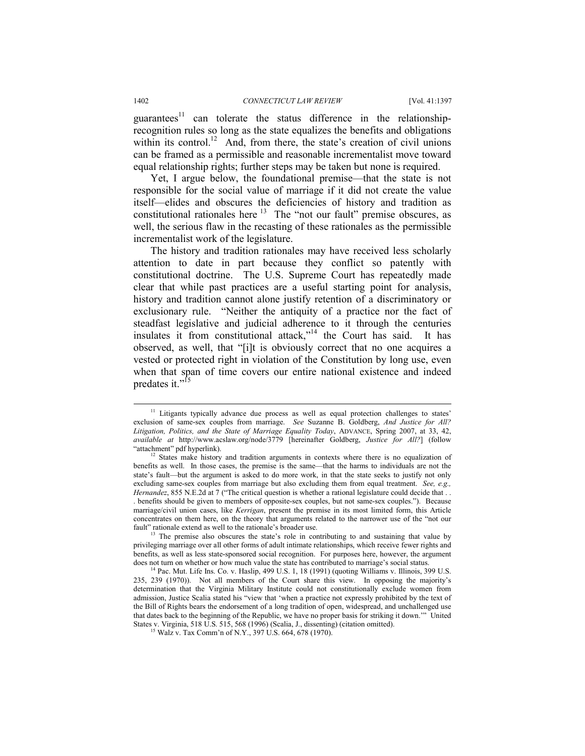guarantees[11] can tolerate the status difference in the relationship-recognition rules so long as the state equalizes the benefits and obligations within its control.[12] And, from there, the state's creation of civil unions can be framed as a permissible and reasonable incrementalist move toward equal relationship rights; further steps may be taken but none is required.

Yet, I argue below, the foundational premise—that the state is not responsible for the social value of marriage if it did not create the value itself—elides and obscures the deficiencies of history and tradition as constitutional rationales here [13] The "not our fault" premise obscures, as well, the serious flaw in the recasting of these rationales as the permissible incrementalist work of the legislature.

The history and tradition rationales may have received less scholarly attention to date in part because they conflict so patently with constitutional doctrine. The U.S. Supreme Court has repeatedly made clear that while past practices are a useful starting point for analysis, history and tradition cannot alone justify retention of a discriminatory or exclusionary rule. "Neither the antiquity of a practice nor the fact of steadfast legislative and judicial adherence to it through the centuries insulates it from constitutional attack,"[14] the Court has said. It has observed, as well, that "[i]t is obviously correct that no one acquires a vested or protected right in violation of the Constitution by long use, even when that span of time covers our entire national existence and indeed predates it."[15]

---

[11] Litigants typically advance due process as well as equal protection challenges to states' exclusion of same-sex couples from marriage. *See* Suzanne B. Goldberg, *And Justice for All? Litigation, Politics, and the State of Marriage Equality Today*, ADVANCE, Spring 2007, at 33, 42, *available at* http://www.acslaw.org/node/3779 [hereinafter Goldberg, *Justice for All?*] (follow "attachment" pdf hyperlink).

[12] States make history and tradition arguments in contexts where there is no equalization of benefits as well. In those cases, the premise is the same—that the harms to individuals are not the state's fault—but the argument is asked to do more work, in that the state seeks to justify not only excluding same-sex couples from marriage but also excluding them from equal treatment. *See, e.g., Hernandez*, 855 N.E.2d at 7 ("The critical question is whether a rational legislature could decide that . . . benefits should be given to members of opposite-sex couples, but not same-sex couples."). Because marriage/civil union cases, like *Kerrigan*, present the premise in its most limited form, this Article concentrates on them here, on the theory that arguments related to the narrower use of the "not our fault" rationale extend as well to the rationale's broader use.

[13] The premise also obscures the state's role in contributing to and sustaining that value by privileging marriage over all other forms of adult intimate relationships, which receive fewer rights and benefits, as well as less state-sponsored social recognition. For purposes here, however, the argument does not turn on whether or how much value the state has contributed to marriage's social status.

[14] Pac. Mut. Life Ins. Co. v. Haslip, 499 U.S. 1, 18 (1991) (quoting Williams v. Illinois, 399 U.S. 235, 239 (1970)). Not all members of the Court share this view. In opposing the majority's determination that the Virginia Military Institute could not constitutionally exclude women from admission, Justice Scalia stated his "view that 'when a practice not expressly prohibited by the text of the Bill of Rights bears the endorsement of a long tradition of open, widespread, and unchallenged use that dates back to the beginning of the Republic, we have no proper basis for striking it down.'" United States v. Virginia, 518 U.S. 515, 568 (1996) (Scalia, J., dissenting) (citation omitted).

[15] Walz v. Tax Comm'n of N.Y., 397 U.S. 664, 678 (1970).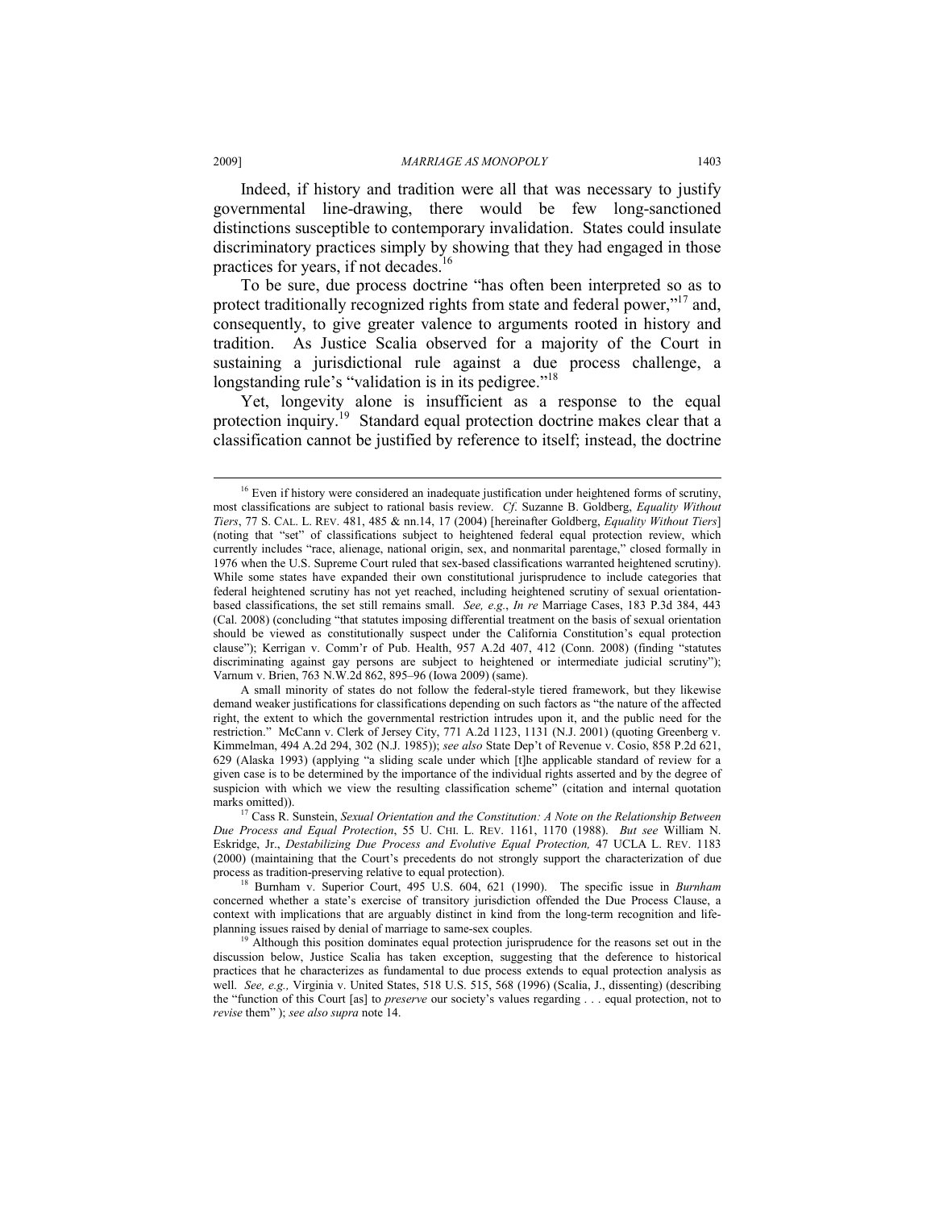Indeed, if history and tradition were all that was necessary to justify governmental line-drawing, there would be few long-sanctioned distinctions susceptible to contemporary invalidation. States could insulate discriminatory practices simply by showing that they had engaged in those practices for years, if not decades.[16]

To be sure, due process doctrine "has often been interpreted so as to protect traditionally recognized rights from state and federal power,"[17] and, consequently, to give greater valence to arguments rooted in history and tradition. As Justice Scalia observed for a majority of the Court in sustaining a jurisdictional rule against a due process challenge, a longstanding rule's "validation is in its pedigree."[18]

Yet, longevity alone is insufficient as a response to the equal protection inquiry.[19] Standard equal protection doctrine makes clear that a classification cannot be justified by reference to itself; instead, the doctrine

---

[16] Even if history were considered an inadequate justification under heightened forms of scrutiny, most classifications are subject to rational basis review. *Cf*. Suzanne B. Goldberg, *Equality Without Tiers*, 77 S. CAL. L. REV. 481, 485 & nn.14, 17 (2004) [hereinafter Goldberg, *Equality Without Tiers*] (noting that "set" of classifications subject to heightened federal equal protection review, which currently includes "race, alienage, national origin, sex, and nonmarital parentage," closed formally in 1976 when the U.S. Supreme Court ruled that sex-based classifications warranted heightened scrutiny). While some states have expanded their own constitutional jurisprudence to include categories that federal heightened scrutiny has not yet reached, including heightened scrutiny of sexual orientation-based classifications, the set still remains small. *See, e.g.*, *In re* Marriage Cases, 183 P.3d 384, 443 (Cal. 2008) (concluding "that statutes imposing differential treatment on the basis of sexual orientation should be viewed as constitutionally suspect under the California Constitution's equal protection clause"); Kerrigan v. Comm'r of Pub. Health, 957 A.2d 407, 412 (Conn. 2008) (finding "statutes discriminating against gay persons are subject to heightened or intermediate judicial scrutiny"); Varnum v. Brien, 763 N.W.2d 862, 895–96 (Iowa 2009) (same).

A small minority of states do not follow the federal-style tiered framework, but they likewise demand weaker justifications for classifications depending on such factors as "the nature of the affected right, the extent to which the governmental restriction intrudes upon it, and the public need for the restriction." McCann v. Clerk of Jersey City, 771 A.2d 1123, 1131 (N.J. 2001) (quoting Greenberg v. Kimmelman, 494 A.2d 294, 302 (N.J. 1985)); *see also* State Dep't of Revenue v. Cosio, 858 P.2d 621, 629 (Alaska 1993) (applying "a sliding scale under which [t]he applicable standard of review for a given case is to be determined by the importance of the individual rights asserted and by the degree of suspicion with which we view the resulting classification scheme" (citation and internal quotation marks omitted)).

[17] Cass R. Sunstein, *Sexual Orientation and the Constitution: A Note on the Relationship Between Due Process and Equal Protection*, 55 U. CHI. L. REV. 1161, 1170 (1988). *But see* William N. Eskridge, Jr., *Destabilizing Due Process and Evolutive Equal Protection,* 47 UCLA L. REV. 1183 (2000) (maintaining that the Court's precedents do not strongly support the characterization of due process as tradition-preserving relative to equal protection).

[18] Burnham v. Superior Court, 495 U.S. 604, 621 (1990). The specific issue in *Burnham* concerned whether a state's exercise of transitory jurisdiction offended the Due Process Clause, a context with implications that are arguably distinct in kind from the long-term recognition and life-planning issues raised by denial of marriage to same-sex couples.

[19] Although this position dominates equal protection jurisprudence for the reasons set out in the discussion below, Justice Scalia has taken exception, suggesting that the deference to historical practices that he characterizes as fundamental to due process extends to equal protection analysis as well. *See, e.g.,* Virginia v. United States, 518 U.S. 515, 568 (1996) (Scalia, J., dissenting) (describing the "function of this Court [as] to *preserve* our society's values regarding . . . equal protection, not to *revise* them" ); *see also supra* note 14.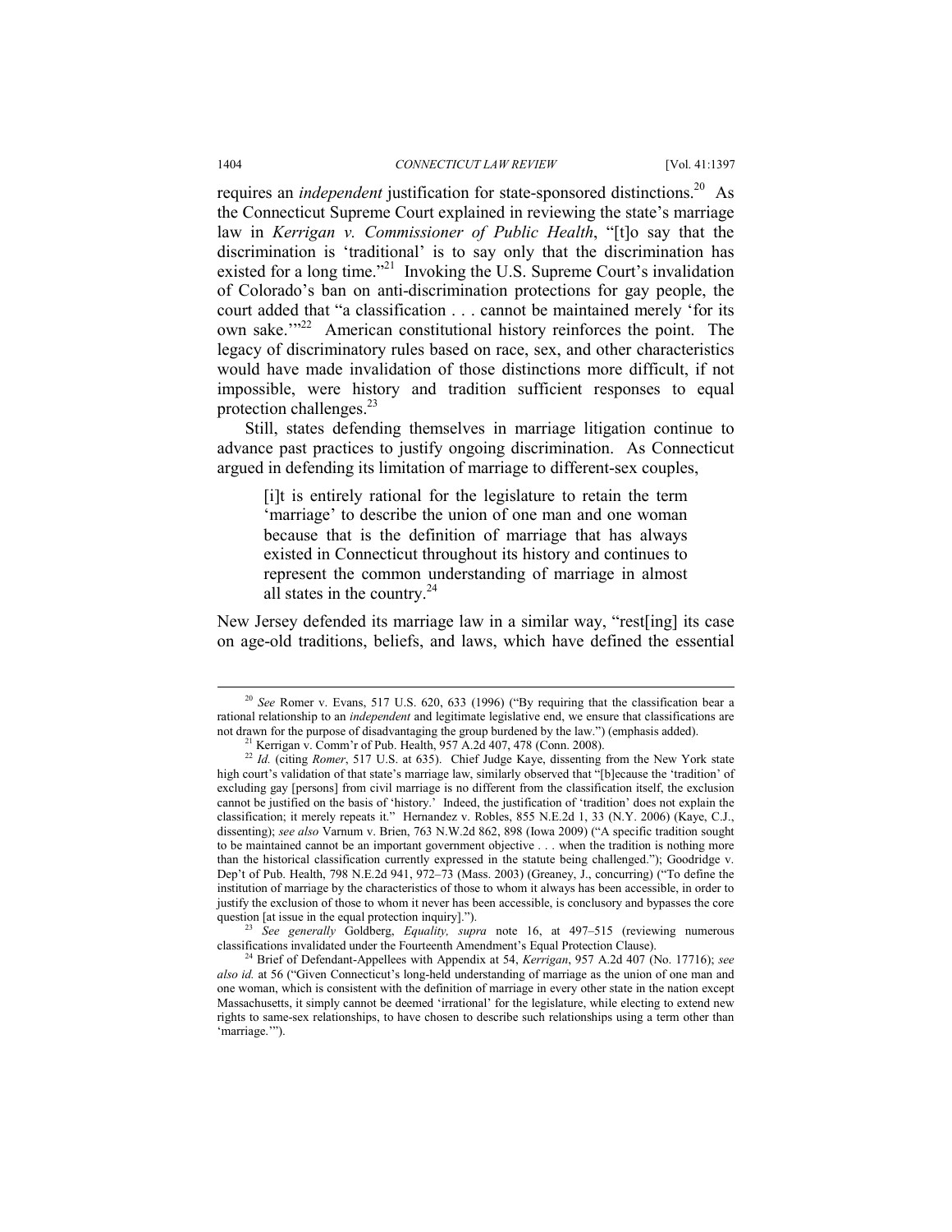requires an *independent* justification for state-sponsored distinctions.[20] As the Connecticut Supreme Court explained in reviewing the state's marriage law in *Kerrigan v. Commissioner of Public Health*, "[t]o say that the discrimination is 'traditional' is to say only that the discrimination has existed for a long time."[21] Invoking the U.S. Supreme Court's invalidation of Colorado's ban on anti-discrimination protections for gay people, the court added that "a classification . . . cannot be maintained merely 'for its own sake.'"[22] American constitutional history reinforces the point. The legacy of discriminatory rules based on race, sex, and other characteristics would have made invalidation of those distinctions more difficult, if not impossible, were history and tradition sufficient responses to equal protection challenges.[23]

Still, states defending themselves in marriage litigation continue to advance past practices to justify ongoing discrimination. As Connecticut argued in defending its limitation of marriage to different-sex couples,

> [i]t is entirely rational for the legislature to retain the term 'marriage' to describe the union of one man and one woman because that is the definition of marriage that has always existed in Connecticut throughout its history and continues to represent the common understanding of marriage in almost all states in the country.[24]

New Jersey defended its marriage law in a similar way, "rest[ing] its case on age-old traditions, beliefs, and laws, which have defined the essential

---

[20] *See* Romer v. Evans, 517 U.S. 620, 633 (1996) ("By requiring that the classification bear a rational relationship to an *independent* and legitimate legislative end, we ensure that classifications are not drawn for the purpose of disadvantaging the group burdened by the law.") (emphasis added).

[21] Kerrigan v. Comm'r of Pub. Health, 957 A.2d 407, 478 (Conn. 2008).

[22] *Id.* (citing *Romer*, 517 U.S. at 635). Chief Judge Kaye, dissenting from the New York state high court's validation of that state's marriage law, similarly observed that "[b]ecause the 'tradition' of excluding gay [persons] from civil marriage is no different from the classification itself, the exclusion cannot be justified on the basis of 'history.' Indeed, the justification of 'tradition' does not explain the classification; it merely repeats it." Hernandez v. Robles, 855 N.E.2d 1, 33 (N.Y. 2006) (Kaye, C.J., dissenting); *see also* Varnum v. Brien, 763 N.W.2d 862, 898 (Iowa 2009) ("A specific tradition sought to be maintained cannot be an important government objective . . . when the tradition is nothing more than the historical classification currently expressed in the statute being challenged."); Goodridge v. Dep't of Pub. Health, 798 N.E.2d 941, 972–73 (Mass. 2003) (Greaney, J., concurring) ("To define the institution of marriage by the characteristics of those to whom it always has been accessible, in order to justify the exclusion of those to whom it never has been accessible, is conclusory and bypasses the core question [at issue in the equal protection inquiry].").

[23] *See generally* Goldberg, *Equality, supra* note 16, at 497–515 (reviewing numerous classifications invalidated under the Fourteenth Amendment's Equal Protection Clause).

[24] Brief of Defendant-Appellees with Appendix at 54, *Kerrigan*, 957 A.2d 407 (No. 17716); *see also id.* at 56 ("Given Connecticut's long-held understanding of marriage as the union of one man and one woman, which is consistent with the definition of marriage in every other state in the nation except Massachusetts, it simply cannot be deemed 'irrational' for the legislature, while electing to extend new rights to same-sex relationships, to have chosen to describe such relationships using a term other than 'marriage.'").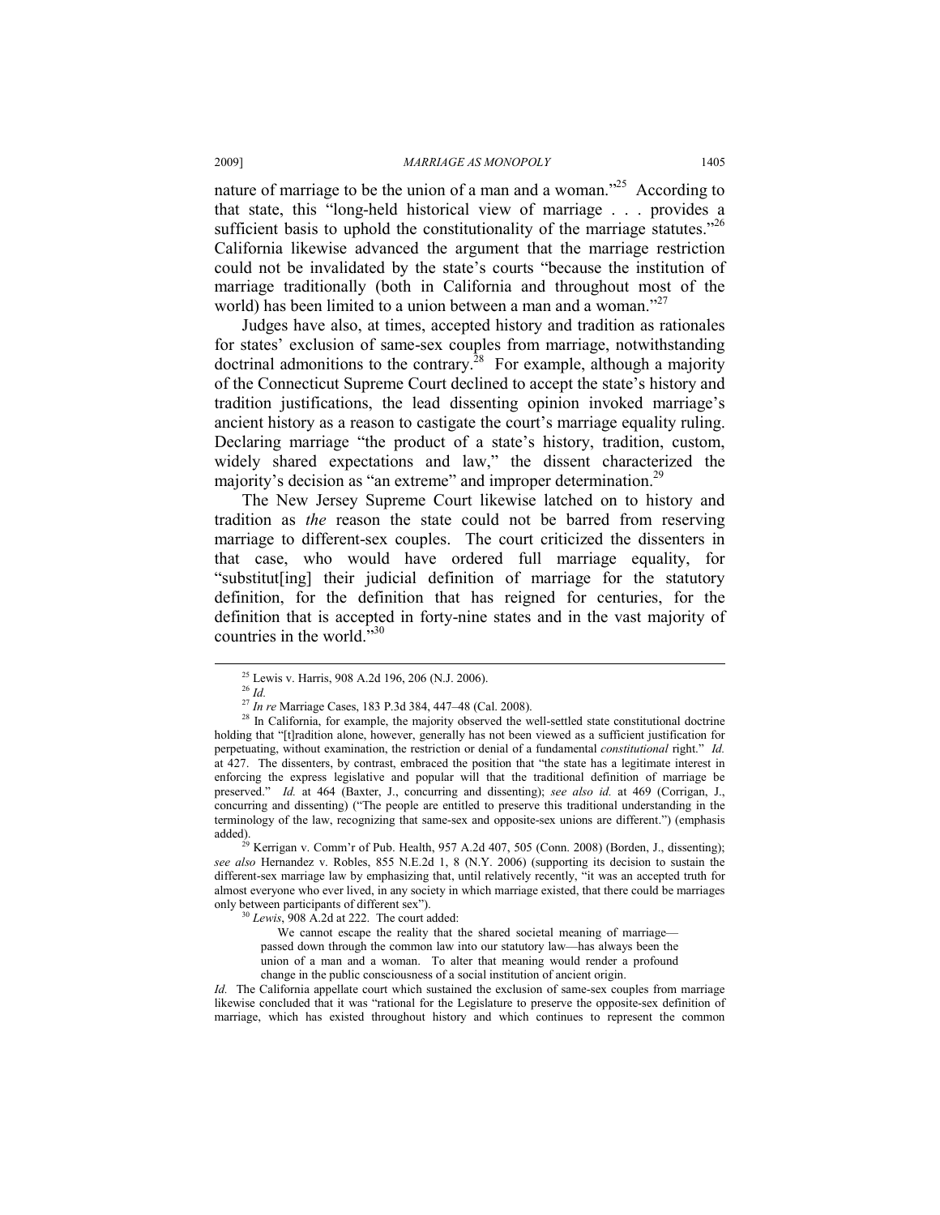nature of marriage to be the union of a man and a woman."[25] According to that state, this "long-held historical view of marriage . . . provides a sufficient basis to uphold the constitutionality of the marriage statutes."[26] California likewise advanced the argument that the marriage restriction could not be invalidated by the state's courts "because the institution of marriage traditionally (both in California and throughout most of the world) has been limited to a union between a man and a woman."[27]

Judges have also, at times, accepted history and tradition as rationales for states' exclusion of same-sex couples from marriage, notwithstanding doctrinal admonitions to the contrary.[28] For example, although a majority of the Connecticut Supreme Court declined to accept the state's history and tradition justifications, the lead dissenting opinion invoked marriage's ancient history as a reason to castigate the court's marriage equality ruling. Declaring marriage "the product of a state's history, tradition, custom, widely shared expectations and law," the dissent characterized the majority's decision as "an extreme" and improper determination.[29]

The New Jersey Supreme Court likewise latched on to history and tradition as *the* reason the state could not be barred from reserving marriage to different-sex couples. The court criticized the dissenters in that case, who would have ordered full marriage equality, for "substitut[ing] their judicial definition of marriage for the statutory definition, for the definition that has reigned for centuries, for the definition that is accepted in forty-nine states and in the vast majority of countries in the world."[30]

---

[25] Lewis v. Harris, 908 A.2d 196, 206 (N.J. 2006).

[26] *Id.*

[27] *In re* Marriage Cases, 183 P.3d 384, 447–48 (Cal. 2008).

[28] In California, for example, the majority observed the well-settled state constitutional doctrine holding that "[t]radition alone, however, generally has not been viewed as a sufficient justification for perpetuating, without examination, the restriction or denial of a fundamental *constitutional* right." *Id.* at 427. The dissenters, by contrast, embraced the position that "the state has a legitimate interest in enforcing the express legislative and popular will that the traditional definition of marriage be preserved." *Id.* at 464 (Baxter, J., concurring and dissenting); *see also id.* at 469 (Corrigan, J., concurring and dissenting) ("The people are entitled to preserve this traditional understanding in the terminology of the law, recognizing that same-sex and opposite-sex unions are different.") (emphasis added).

[29] Kerrigan v. Comm'r of Pub. Health, 957 A.2d 407, 505 (Conn. 2008) (Borden, J., dissenting); *see also* Hernandez v. Robles, 855 N.E.2d 1, 8 (N.Y. 2006) (supporting its decision to sustain the different-sex marriage law by emphasizing that, until relatively recently, "it was an accepted truth for almost everyone who ever lived, in any society in which marriage existed, that there could be marriages only between participants of different sex").

[30] *Lewis*, 908 A.2d at 222. The court added:

> We cannot escape the reality that the shared societal meaning of marriage—passed down through the common law into our statutory law—has always been the union of a man and a woman. To alter that meaning would render a profound change in the public consciousness of a social institution of ancient origin.

*Id.* The California appellate court which sustained the exclusion of same-sex couples from marriage likewise concluded that it was "rational for the Legislature to preserve the opposite-sex definition of marriage, which has existed throughout history and which continues to represent the common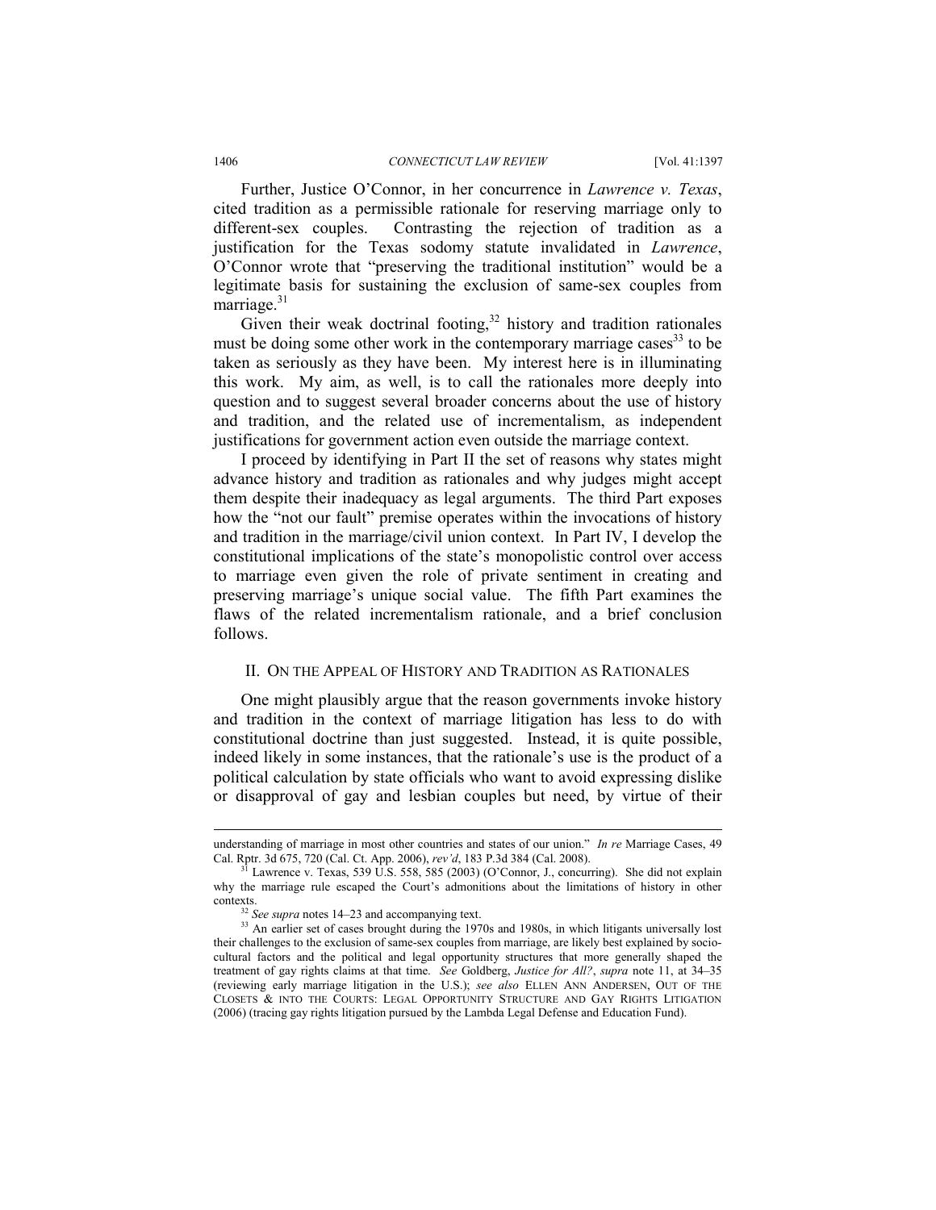Further, Justice O'Connor, in her concurrence in *Lawrence v. Texas*, cited tradition as a permissible rationale for reserving marriage only to different-sex couples. Contrasting the rejection of tradition as a justification for the Texas sodomy statute invalidated in *Lawrence*, O'Connor wrote that "preserving the traditional institution" would be a legitimate basis for sustaining the exclusion of same-sex couples from marriage.[31]

Given their weak doctrinal footing,[32] history and tradition rationales must be doing some other work in the contemporary marriage cases[33] to be taken as seriously as they have been. My interest here is in illuminating this work. My aim, as well, is to call the rationales more deeply into question and to suggest several broader concerns about the use of history and tradition, and the related use of incrementalism, as independent justifications for government action even outside the marriage context.

I proceed by identifying in Part II the set of reasons why states might advance history and tradition as rationales and why judges might accept them despite their inadequacy as legal arguments. The third Part exposes how the "not our fault" premise operates within the invocations of history and tradition in the marriage/civil union context. In Part IV, I develop the constitutional implications of the state's monopolistic control over access to marriage even given the role of private sentiment in creating and preserving marriage's unique social value. The fifth Part examines the flaws of the related incrementalism rationale, and a brief conclusion follows.

## II. On the Appeal of History and Tradition as Rationales

One might plausibly argue that the reason governments invoke history and tradition in the context of marriage litigation has less to do with constitutional doctrine than just suggested. Instead, it is quite possible, indeed likely in some instances, that the rationale's use is the product of a political calculation by state officials who want to avoid expressing dislike or disapproval of gay and lesbian couples but need, by virtue of their

---

understanding of marriage in most other countries and states of our union." *In re* Marriage Cases, 49 Cal. Rptr. 3d 675, 720 (Cal. Ct. App. 2006), *rev'd*, 183 P.3d 384 (Cal. 2008).

[31] Lawrence v. Texas, 539 U.S. 558, 585 (2003) (O'Connor, J., concurring). She did not explain why the marriage rule escaped the Court's admonitions about the limitations of history in other contexts.

[32] *See supra* notes 14–23 and accompanying text.

[33] An earlier set of cases brought during the 1970s and 1980s, in which litigants universally lost their challenges to the exclusion of same-sex couples from marriage, are likely best explained by socio-cultural factors and the political and legal opportunity structures that more generally shaped the treatment of gay rights claims at that time. *See* Goldberg, *Justice for All?*, *supra* note 11, at 34–35 (reviewing early marriage litigation in the U.S.); *see also* ELLEN ANN ANDERSEN, OUT OF THE CLOSETS & INTO THE COURTS: LEGAL OPPORTUNITY STRUCTURE AND GAY RIGHTS LITIGATION (2006) (tracing gay rights litigation pursued by the Lambda Legal Defense and Education Fund).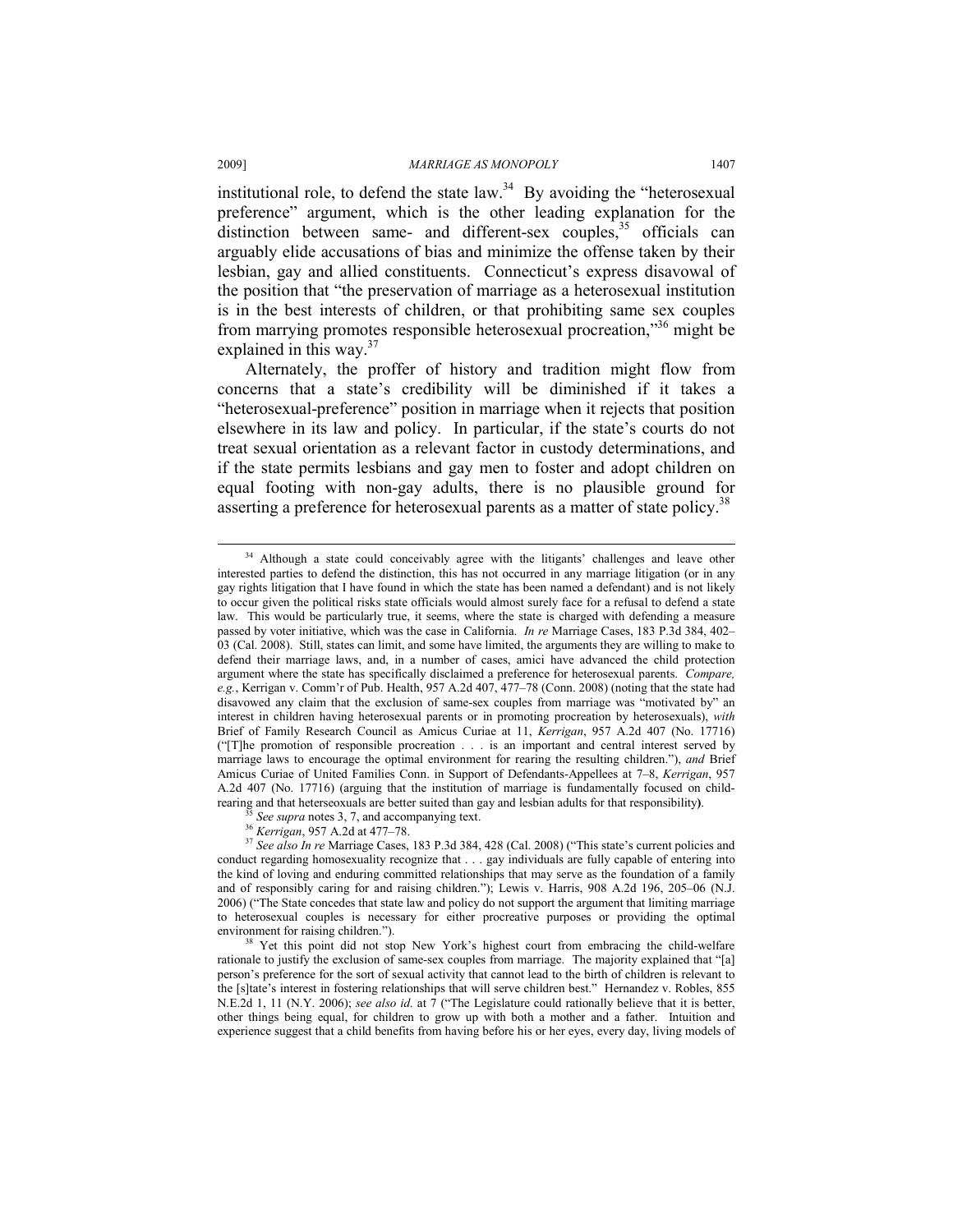institutional role, to defend the state law.[34] By avoiding the "heterosexual preference" argument, which is the other leading explanation for the distinction between same- and different-sex couples,[35] officials can arguably elide accusations of bias and minimize the offense taken by their lesbian, gay and allied constituents. Connecticut's express disavowal of the position that "the preservation of marriage as a heterosexual institution is in the best interests of children, or that prohibiting same sex couples from marrying promotes responsible heterosexual procreation,"[36] might be explained in this way.[37]

Alternately, the proffer of history and tradition might flow from concerns that a state's credibility will be diminished if it takes a "heterosexual-preference" position in marriage when it rejects that position elsewhere in its law and policy. In particular, if the state's courts do not treat sexual orientation as a relevant factor in custody determinations, and if the state permits lesbians and gay men to foster and adopt children on equal footing with non-gay adults, there is no plausible ground for asserting a preference for heterosexual parents as a matter of state policy.[38]

---

[34] Although a state could conceivably agree with the litigants' challenges and leave other interested parties to defend the distinction, this has not occurred in any marriage litigation (or in any gay rights litigation that I have found in which the state has been named a defendant) and is not likely to occur given the political risks state officials would almost surely face for a refusal to defend a state law. This would be particularly true, it seems, where the state is charged with defending a measure passed by voter initiative, which was the case in California. *In re* Marriage Cases, 183 P.3d 384, 402–03 (Cal. 2008). Still, states can limit, and some have limited, the arguments they are willing to make to defend their marriage laws, and, in a number of cases, amici have advanced the child protection argument where the state has specifically disclaimed a preference for heterosexual parents. *Compare, e.g.*, Kerrigan v. Comm'r of Pub. Health, 957 A.2d 407, 477–78 (Conn. 2008) (noting that the state had disavowed any claim that the exclusion of same-sex couples from marriage was "motivated by" an interest in children having heterosexual parents or in promoting procreation by heterosexuals), *with* Brief of Family Research Council as Amicus Curiae at 11, *Kerrigan*, 957 A.2d 407 (No. 17716) ("[T]he promotion of responsible procreation . . . is an important and central interest served by marriage laws to encourage the optimal environment for rearing the resulting children."), *and* Brief Amicus Curiae of United Families Conn. in Support of Defendants-Appellees at 7–8, *Kerrigan*, 957 A.2d 407 (No. 17716) (arguing that the institution of marriage is fundamentally focused on child-rearing and that heterseoxuals are better suited than gay and lesbian adults for that responsibility**)**.

[35] *See supra* notes 3, 7, and accompanying text.

[36] *Kerrigan*, 957 A.2d at 477–78.

[37] *See also In re* Marriage Cases, 183 P.3d 384, 428 (Cal. 2008) ("This state's current policies and conduct regarding homosexuality recognize that . . . gay individuals are fully capable of entering into the kind of loving and enduring committed relationships that may serve as the foundation of a family and of responsibly caring for and raising children."); Lewis v. Harris, 908 A.2d 196, 205–06 (N.J. 2006) ("The State concedes that state law and policy do not support the argument that limiting marriage to heterosexual couples is necessary for either procreative purposes or providing the optimal environment for raising children.").

[38] Yet this point did not stop New York's highest court from embracing the child-welfare rationale to justify the exclusion of same-sex couples from marriage. The majority explained that "[a] person's preference for the sort of sexual activity that cannot lead to the birth of children is relevant to the [s]tate's interest in fostering relationships that will serve children best." Hernandez v. Robles, 855 N.E.2d 1, 11 (N.Y. 2006); *see also id.* at 7 ("The Legislature could rationally believe that it is better, other things being equal, for children to grow up with both a mother and a father. Intuition and experience suggest that a child benefits from having before his or her eyes, every day, living models of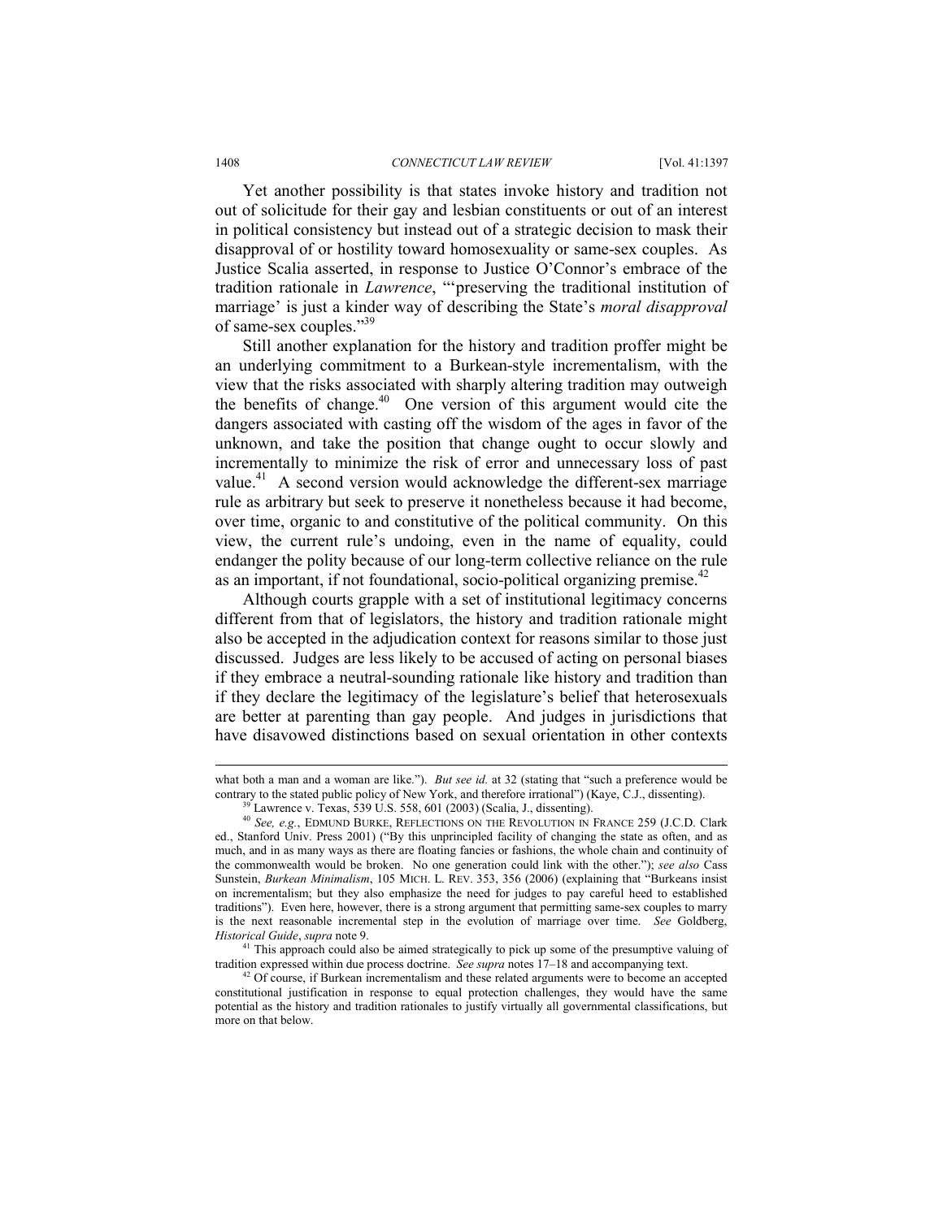Yet another possibility is that states invoke history and tradition not out of solicitude for their gay and lesbian constituents or out of an interest in political consistency but instead out of a strategic decision to mask their disapproval of or hostility toward homosexuality or same-sex couples. As Justice Scalia asserted, in response to Justice O'Connor's embrace of the tradition rationale in *Lawrence*, "'preserving the traditional institution of marriage' is just a kinder way of describing the State's *moral disapproval* of same-sex couples."[39]

Still another explanation for the history and tradition proffer might be an underlying commitment to a Burkean-style incrementalism, with the view that the risks associated with sharply altering tradition may outweigh the benefits of change.[40] One version of this argument would cite the dangers associated with casting off the wisdom of the ages in favor of the unknown, and take the position that change ought to occur slowly and incrementally to minimize the risk of error and unnecessary loss of past value.[41] A second version would acknowledge the different-sex marriage rule as arbitrary but seek to preserve it nonetheless because it had become, over time, organic to and constitutive of the political community. On this view, the current rule's undoing, even in the name of equality, could endanger the polity because of our long-term collective reliance on the rule as an important, if not foundational, socio-political organizing premise.[42]

Although courts grapple with a set of institutional legitimacy concerns different from that of legislators, the history and tradition rationale might also be accepted in the adjudication context for reasons similar to those just discussed. Judges are less likely to be accused of acting on personal biases if they embrace a neutral-sounding rationale like history and tradition than if they declare the legitimacy of the legislature's belief that heterosexuals are better at parenting than gay people. And judges in jurisdictions that have disavowed distinctions based on sexual orientation in other contexts

---

what both a man and a woman are like."). *But see id.* at 32 (stating that "such a preference would be contrary to the stated public policy of New York, and therefore irrational") (Kaye, C.J., dissenting).

[39] Lawrence v. Texas, 539 U.S. 558, 601 (2003) (Scalia, J., dissenting).

[40] *See, e.g.*, EDMUND BURKE, REFLECTIONS ON THE REVOLUTION IN FRANCE 259 (J.C.D. Clark ed., Stanford Univ. Press 2001) ("By this unprincipled facility of changing the state as often, and as much, and in as many ways as there are floating fancies or fashions, the whole chain and continuity of the commonwealth would be broken. No one generation could link with the other."); *see also* Cass Sunstein, *Burkean Minimalism*, 105 MICH. L. REV. 353, 356 (2006) (explaining that "Burkeans insist on incrementalism; but they also emphasize the need for judges to pay careful heed to established traditions"). Even here, however, there is a strong argument that permitting same-sex couples to marry is the next reasonable incremental step in the evolution of marriage over time. *See* Goldberg, *Historical Guide*, *supra* note 9.

[41] This approach could also be aimed strategically to pick up some of the presumptive valuing of tradition expressed within due process doctrine. *See supra* notes 17–18 and accompanying text.

[42] Of course, if Burkean incrementalism and these related arguments were to become an accepted constitutional justification in response to equal protection challenges, they would have the same potential as the history and tradition rationales to justify virtually all governmental classifications, but more on that below.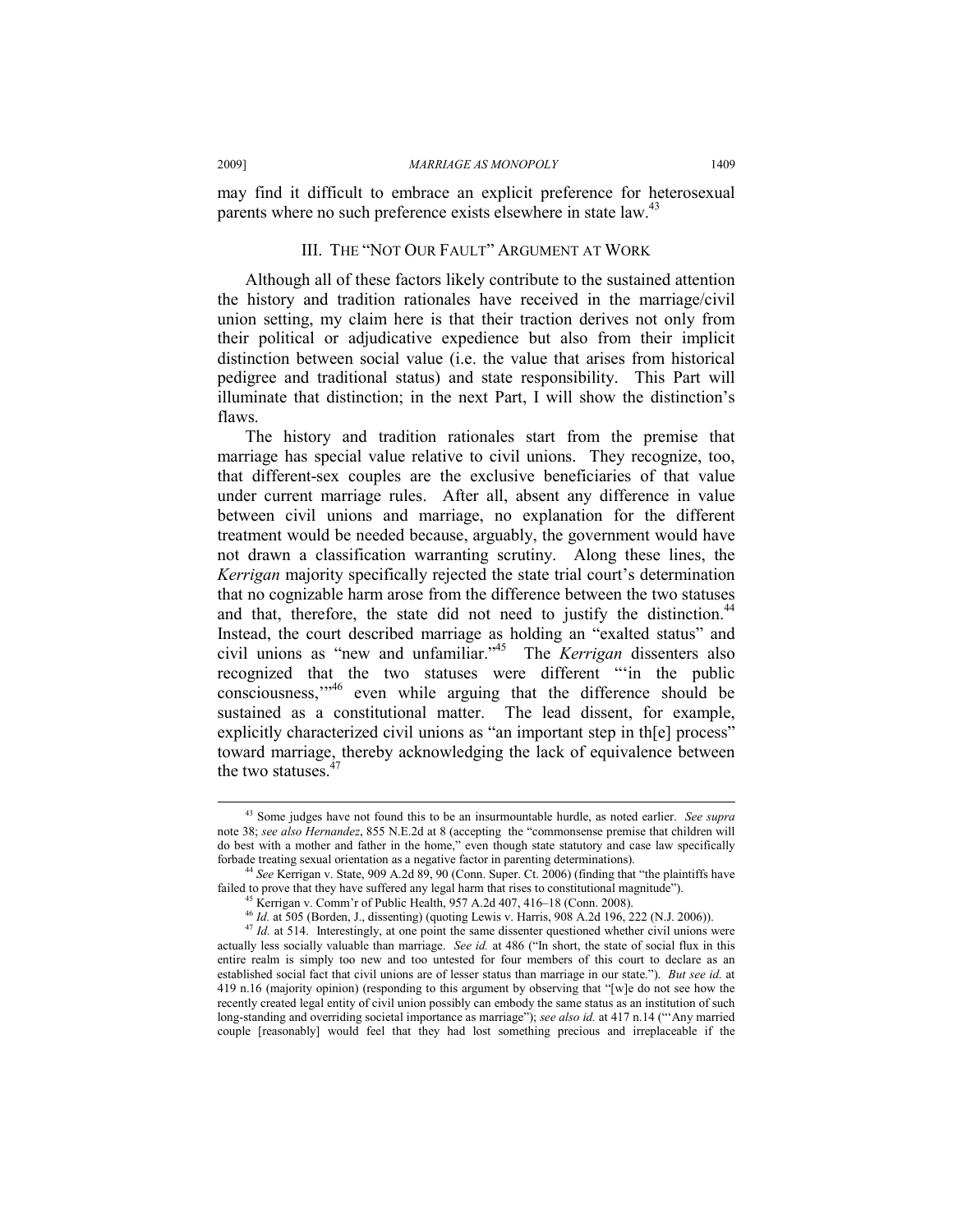may find it difficult to embrace an explicit preference for heterosexual parents where no such preference exists elsewhere in state law.[43]

## III. THE "NOT OUR FAULT" ARGUMENT AT WORK

Although all of these factors likely contribute to the sustained attention the history and tradition rationales have received in the marriage/civil union setting, my claim here is that their traction derives not only from their political or adjudicative expedience but also from their implicit distinction between social value (i.e. the value that arises from historical pedigree and traditional status) and state responsibility. This Part will illuminate that distinction; in the next Part, I will show the distinction's flaws.

The history and tradition rationales start from the premise that marriage has special value relative to civil unions. They recognize, too, that different-sex couples are the exclusive beneficiaries of that value under current marriage rules. After all, absent any difference in value between civil unions and marriage, no explanation for the different treatment would be needed because, arguably, the government would have not drawn a classification warranting scrutiny. Along these lines, the *Kerrigan* majority specifically rejected the state trial court's determination that no cognizable harm arose from the difference between the two statuses and that, therefore, the state did not need to justify the distinction.[44] Instead, the court described marriage as holding an "exalted status" and civil unions as "new and unfamiliar."[45] The *Kerrigan* dissenters also recognized that the two statuses were different "'in the public consciousness,'"[46] even while arguing that the difference should be sustained as a constitutional matter. The lead dissent, for example, explicitly characterized civil unions as "an important step in th[e] process" toward marriage, thereby acknowledging the lack of equivalence between the two statuses.[47]

---

[43] Some judges have not found this to be an insurmountable hurdle, as noted earlier. *See supra* note 38; *see also Hernandez*, 855 N.E.2d at 8 (accepting the "commonsense premise that children will do best with a mother and father in the home," even though state statutory and case law specifically forbade treating sexual orientation as a negative factor in parenting determinations).

[44] *See* Kerrigan v. State, 909 A.2d 89, 90 (Conn. Super. Ct. 2006) (finding that "the plaintiffs have failed to prove that they have suffered any legal harm that rises to constitutional magnitude").

[45] Kerrigan v. Comm'r of Public Health, 957 A.2d 407, 416–18 (Conn. 2008).

[46] *Id.* at 505 (Borden, J., dissenting) (quoting Lewis v. Harris, 908 A.2d 196, 222 (N.J. 2006)).

[47] *Id.* at 514. Interestingly, at one point the same dissenter questioned whether civil unions were actually less socially valuable than marriage. *See id.* at 486 ("In short, the state of social flux in this entire realm is simply too new and too untested for four members of this court to declare as an established social fact that civil unions are of lesser status than marriage in our state."). *But see id.* at 419 n.16 (majority opinion) (responding to this argument by observing that "[w]e do not see how the recently created legal entity of civil union possibly can embody the same status as an institution of such long-standing and overriding societal importance as marriage"); *see also id.* at 417 n.14 ("'Any married couple [reasonably] would feel that they had lost something precious and irreplaceable if the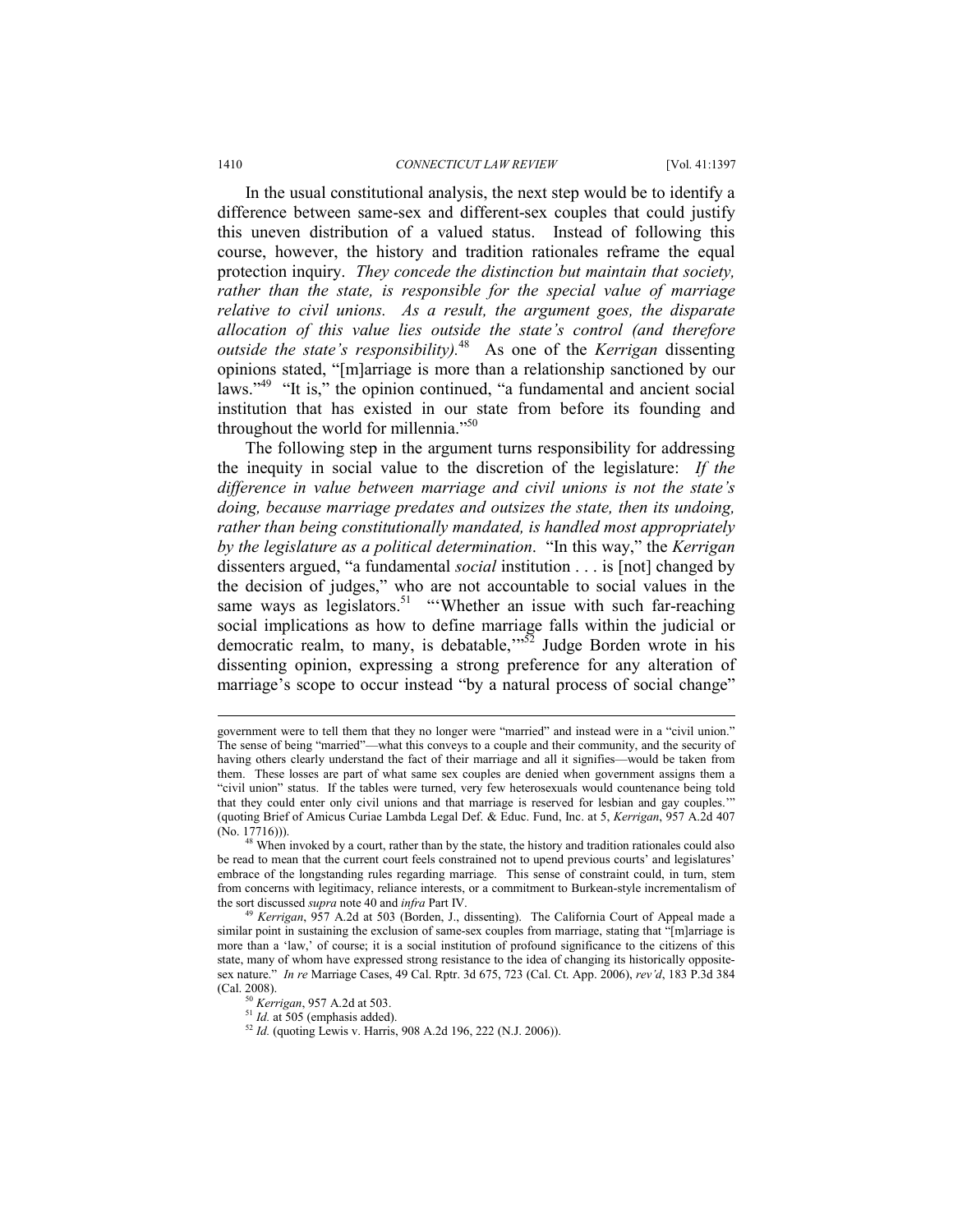In the usual constitutional analysis, the next step would be to identify a difference between same-sex and different-sex couples that could justify this uneven distribution of a valued status. Instead of following this course, however, the history and tradition rationales reframe the equal protection inquiry. *They concede the distinction but maintain that society, rather than the state, is responsible for the special value of marriage relative to civil unions. As a result, the argument goes, the disparate allocation of this value lies outside the state's control (and therefore outside the state's responsibility).*[48] As one of the *Kerrigan* dissenting opinions stated, "[m]arriage is more than a relationship sanctioned by our laws."[49] "It is," the opinion continued, "a fundamental and ancient social institution that has existed in our state from before its founding and throughout the world for millennia."[50]

The following step in the argument turns responsibility for addressing the inequity in social value to the discretion of the legislature: *If the difference in value between marriage and civil unions is not the state's doing, because marriage predates and outsizes the state, then its undoing, rather than being constitutionally mandated, is handled most appropriately by the legislature as a political determination*. "In this way," the *Kerrigan* dissenters argued, "a fundamental *social* institution . . . is [not] changed by the decision of judges," who are not accountable to social values in the same ways as legislators.[51] "'Whether an issue with such far-reaching social implications as how to define marriage falls within the judicial or democratic realm, to many, is debatable,'"[52] Judge Borden wrote in his dissenting opinion, expressing a strong preference for any alteration of marriage's scope to occur instead "by a natural process of social change"

---

government were to tell them that they no longer were "married" and instead were in a "civil union." The sense of being "married"—what this conveys to a couple and their community, and the security of having others clearly understand the fact of their marriage and all it signifies—would be taken from them. These losses are part of what same sex couples are denied when government assigns them a "civil union" status. If the tables were turned, very few heterosexuals would countenance being told that they could enter only civil unions and that marriage is reserved for lesbian and gay couples.'" (quoting Brief of Amicus Curiae Lambda Legal Def. & Educ. Fund, Inc. at 5, *Kerrigan*, 957 A.2d 407 (No. 17716))).

[48] When invoked by a court, rather than by the state, the history and tradition rationales could also be read to mean that the current court feels constrained not to upend previous courts' and legislatures' embrace of the longstanding rules regarding marriage. This sense of constraint could, in turn, stem from concerns with legitimacy, reliance interests, or a commitment to Burkean-style incrementalism of the sort discussed *supra* note 40 and *infra* Part IV.

[49] *Kerrigan*, 957 A.2d at 503 (Borden, J., dissenting). The California Court of Appeal made a similar point in sustaining the exclusion of same-sex couples from marriage, stating that "[m]arriage is more than a 'law,' of course; it is a social institution of profound significance to the citizens of this state, many of whom have expressed strong resistance to the idea of changing its historically opposite-sex nature." *In re* Marriage Cases, 49 Cal. Rptr. 3d 675, 723 (Cal. Ct. App. 2006), *rev'd*, 183 P.3d 384 (Cal. 2008).

[50] *Kerrigan*, 957 A.2d at 503.

[51] *Id.* at 505 (emphasis added).

[52] *Id.* (quoting Lewis v. Harris, 908 A.2d 196, 222 (N.J. 2006)).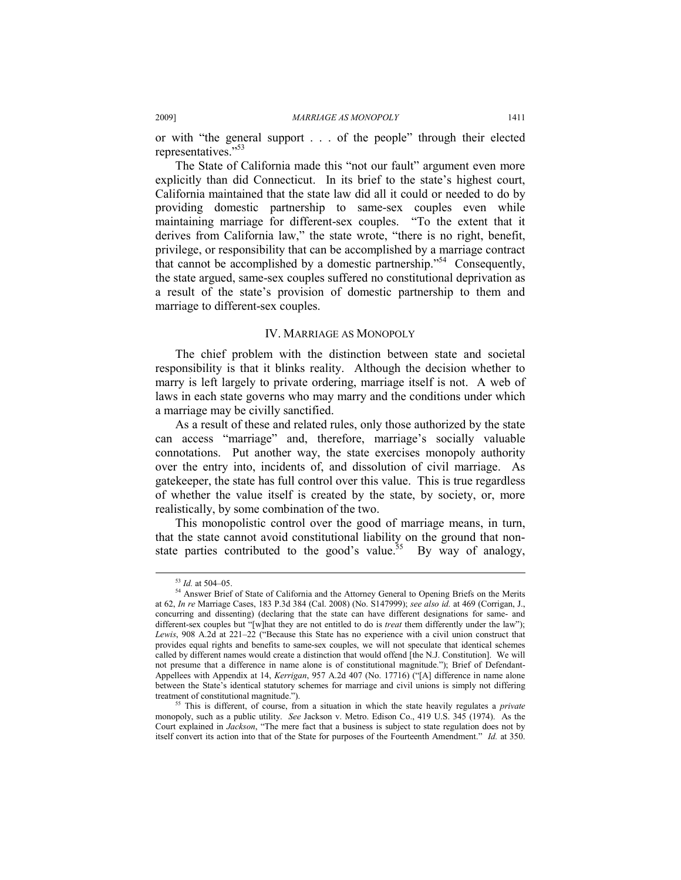or with "the general support . . . of the people" through their elected representatives."[53]

The State of California made this "not our fault" argument even more explicitly than did Connecticut. In its brief to the state's highest court, California maintained that the state law did all it could or needed to do by providing domestic partnership to same-sex couples even while maintaining marriage for different-sex couples. "To the extent that it derives from California law," the state wrote, "there is no right, benefit, privilege, or responsibility that can be accomplished by a marriage contract that cannot be accomplished by a domestic partnership."[54] Consequently, the state argued, same-sex couples suffered no constitutional deprivation as a result of the state's provision of domestic partnership to them and marriage to different-sex couples.

## IV. MARRIAGE AS MONOPOLY

The chief problem with the distinction between state and societal responsibility is that it blinks reality. Although the decision whether to marry is left largely to private ordering, marriage itself is not. A web of laws in each state governs who may marry and the conditions under which a marriage may be civilly sanctified.

As a result of these and related rules, only those authorized by the state can access "marriage" and, therefore, marriage's socially valuable connotations. Put another way, the state exercises monopoly authority over the entry into, incidents of, and dissolution of civil marriage. As gatekeeper, the state has full control over this value. This is true regardless of whether the value itself is created by the state, by society, or, more realistically, by some combination of the two.

This monopolistic control over the good of marriage means, in turn, that the state cannot avoid constitutional liability on the ground that non-state parties contributed to the good's value.[55] By way of analogy,

---

[53] *Id.* at 504–05.

[54] Answer Brief of State of California and the Attorney General to Opening Briefs on the Merits at 62, *In re* Marriage Cases, 183 P.3d 384 (Cal. 2008) (No. S147999); *see also id.* at 469 (Corrigan, J., concurring and dissenting) (declaring that the state can have different designations for same- and different-sex couples but "[w]hat they are not entitled to do is *treat* them differently under the law"); *Lewis*, 908 A.2d at 221–22 ("Because this State has no experience with a civil union construct that provides equal rights and benefits to same-sex couples, we will not speculate that identical schemes called by different names would create a distinction that would offend [the N.J. Constitution]. We will not presume that a difference in name alone is of constitutional magnitude."); Brief of Defendant-Appellees with Appendix at 14, *Kerrigan*, 957 A.2d 407 (No. 17716) ("[A] difference in name alone between the State's identical statutory schemes for marriage and civil unions is simply not differing treatment of constitutional magnitude.").

[55] This is different, of course, from a situation in which the state heavily regulates a *private* monopoly, such as a public utility. *See* Jackson v. Metro. Edison Co., 419 U.S. 345 (1974). As the Court explained in *Jackson*, "The mere fact that a business is subject to state regulation does not by itself convert its action into that of the State for purposes of the Fourteenth Amendment." *Id.* at 350.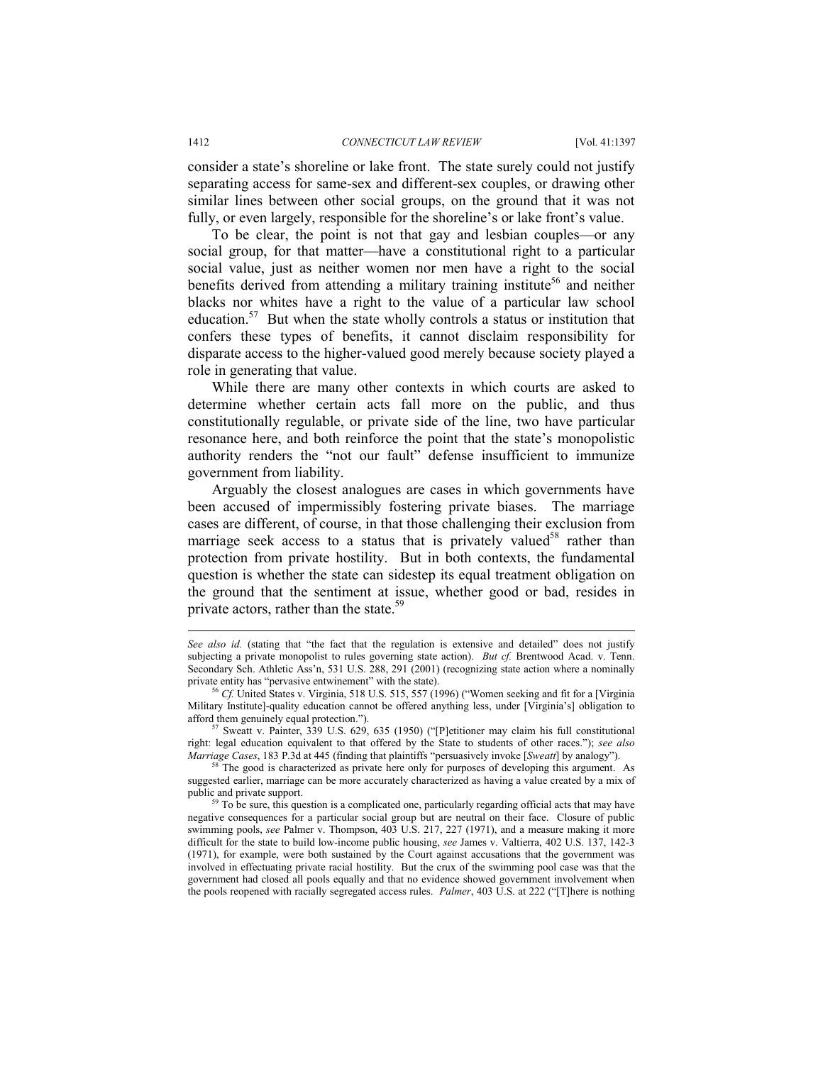consider a state's shoreline or lake front. The state surely could not justify separating access for same-sex and different-sex couples, or drawing other similar lines between other social groups, on the ground that it was not fully, or even largely, responsible for the shoreline's or lake front's value.

To be clear, the point is not that gay and lesbian couples—or any social group, for that matter—have a constitutional right to a particular social value, just as neither women nor men have a right to the social benefits derived from attending a military training institute[56] and neither blacks nor whites have a right to the value of a particular law school education.[57] But when the state wholly controls a status or institution that confers these types of benefits, it cannot disclaim responsibility for disparate access to the higher-valued good merely because society played a role in generating that value.

While there are many other contexts in which courts are asked to determine whether certain acts fall more on the public, and thus constitutionally regulable, or private side of the line, two have particular resonance here, and both reinforce the point that the state's monopolistic authority renders the "not our fault" defense insufficient to immunize government from liability.

Arguably the closest analogues are cases in which governments have been accused of impermissibly fostering private biases. The marriage cases are different, of course, in that those challenging their exclusion from marriage seek access to a status that is privately valued[58] rather than protection from private hostility. But in both contexts, the fundamental question is whether the state can sidestep its equal treatment obligation on the ground that the sentiment at issue, whether good or bad, resides in private actors, rather than the state.[59]

---

*See also id.* (stating that "the fact that the regulation is extensive and detailed" does not justify subjecting a private monopolist to rules governing state action). *But cf.* Brentwood Acad. v. Tenn. Secondary Sch. Athletic Ass'n, 531 U.S. 288, 291 (2001) (recognizing state action where a nominally private entity has "pervasive entwinement" with the state).

[56] *Cf.* United States v. Virginia, 518 U.S. 515, 557 (1996) ("Women seeking and fit for a [Virginia Military Institute]-quality education cannot be offered anything less, under [Virginia's] obligation to afford them genuinely equal protection.").

[57] Sweatt v. Painter, 339 U.S. 629, 635 (1950) ("[P]etitioner may claim his full constitutional right: legal education equivalent to that offered by the State to students of other races."); *see also Marriage Cases*, 183 P.3d at 445 (finding that plaintiffs "persuasively invoke [*Sweatt*] by analogy").

[58] The good is characterized as private here only for purposes of developing this argument. As suggested earlier, marriage can be more accurately characterized as having a value created by a mix of public and private support.

[59] To be sure, this question is a complicated one, particularly regarding official acts that may have negative consequences for a particular social group but are neutral on their face. Closure of public swimming pools, *see* Palmer v. Thompson, 403 U.S. 217, 227 (1971), and a measure making it more difficult for the state to build low-income public housing, *see* James v. Valtierra, 402 U.S. 137, 142-3 (1971), for example, were both sustained by the Court against accusations that the government was involved in effectuating private racial hostility. But the crux of the swimming pool case was that the government had closed all pools equally and that no evidence showed government involvement when the pools reopened with racially segregated access rules. *Palmer*, 403 U.S. at 222 ("[T]here is nothing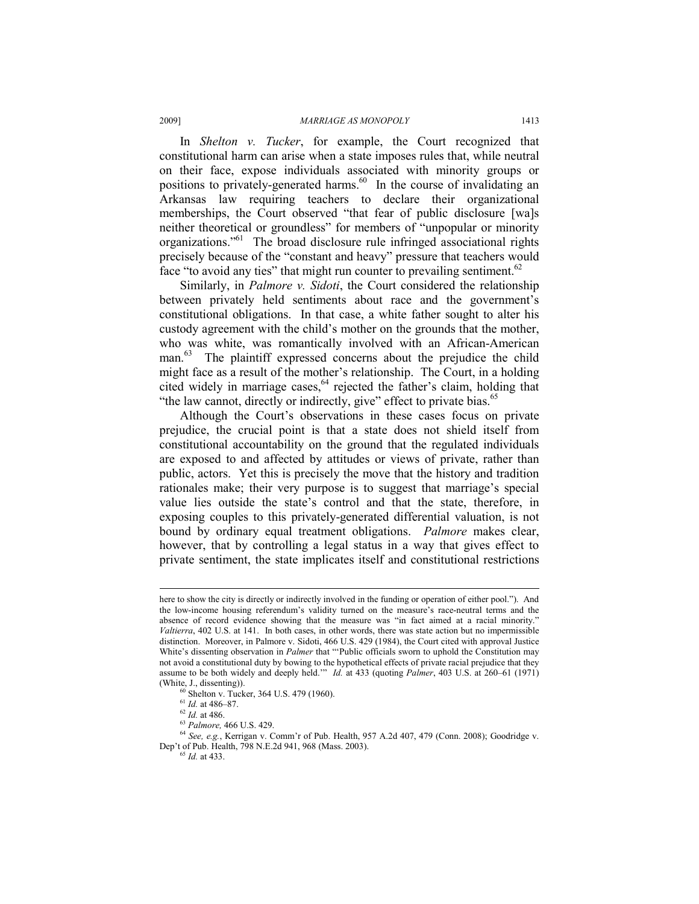In *Shelton v. Tucker*, for example, the Court recognized that constitutional harm can arise when a state imposes rules that, while neutral on their face, expose individuals associated with minority groups or positions to privately-generated harms.[60] In the course of invalidating an Arkansas law requiring teachers to declare their organizational memberships, the Court observed "that fear of public disclosure [wa]s neither theoretical or groundless" for members of "unpopular or minority organizations."[61] The broad disclosure rule infringed associational rights precisely because of the "constant and heavy" pressure that teachers would face "to avoid any ties" that might run counter to prevailing sentiment.[62]

Similarly, in *Palmore v. Sidoti*, the Court considered the relationship between privately held sentiments about race and the government's constitutional obligations. In that case, a white father sought to alter his custody agreement with the child's mother on the grounds that the mother, who was white, was romantically involved with an African-American man.[63] The plaintiff expressed concerns about the prejudice the child might face as a result of the mother's relationship. The Court, in a holding cited widely in marriage cases,[64] rejected the father's claim, holding that "the law cannot, directly or indirectly, give" effect to private bias.[65]

Although the Court's observations in these cases focus on private prejudice, the crucial point is that a state does not shield itself from constitutional accountability on the ground that the regulated individuals are exposed to and affected by attitudes or views of private, rather than public, actors. Yet this is precisely the move that the history and tradition rationales make; their very purpose is to suggest that marriage's special value lies outside the state's control and that the state, therefore, in exposing couples to this privately-generated differential valuation, is not bound by ordinary equal treatment obligations. *Palmore* makes clear, however, that by controlling a legal status in a way that gives effect to private sentiment, the state implicates itself and constitutional restrictions

---

here to show the city is directly or indirectly involved in the funding or operation of either pool."). And the low-income housing referendum's validity turned on the measure's race-neutral terms and the absence of record evidence showing that the measure was "in fact aimed at a racial minority." *Valtierra*, 402 U.S. at 141. In both cases, in other words, there was state action but no impermissible distinction. Moreover, in Palmore v. Sidoti, 466 U.S. 429 (1984), the Court cited with approval Justice White's dissenting observation in *Palmer* that "'Public officials sworn to uphold the Constitution may not avoid a constitutional duty by bowing to the hypothetical effects of private racial prejudice that they assume to be both widely and deeply held.'" *Id.* at 433 (quoting *Palmer*, 403 U.S. at 260–61 (1971) (White, J., dissenting)).

[60] Shelton v. Tucker, 364 U.S. 479 (1960).

[61] *Id.* at 486–87.

[62] *Id.* at 486.

[63] *Palmore,* 466 U.S. 429.

[64] *See, e.g.*, Kerrigan v. Comm'r of Pub. Health, 957 A.2d 407, 479 (Conn. 2008); Goodridge v. Dep't of Pub. Health, 798 N.E.2d 941, 968 (Mass. 2003).

[65] *Id.* at 433.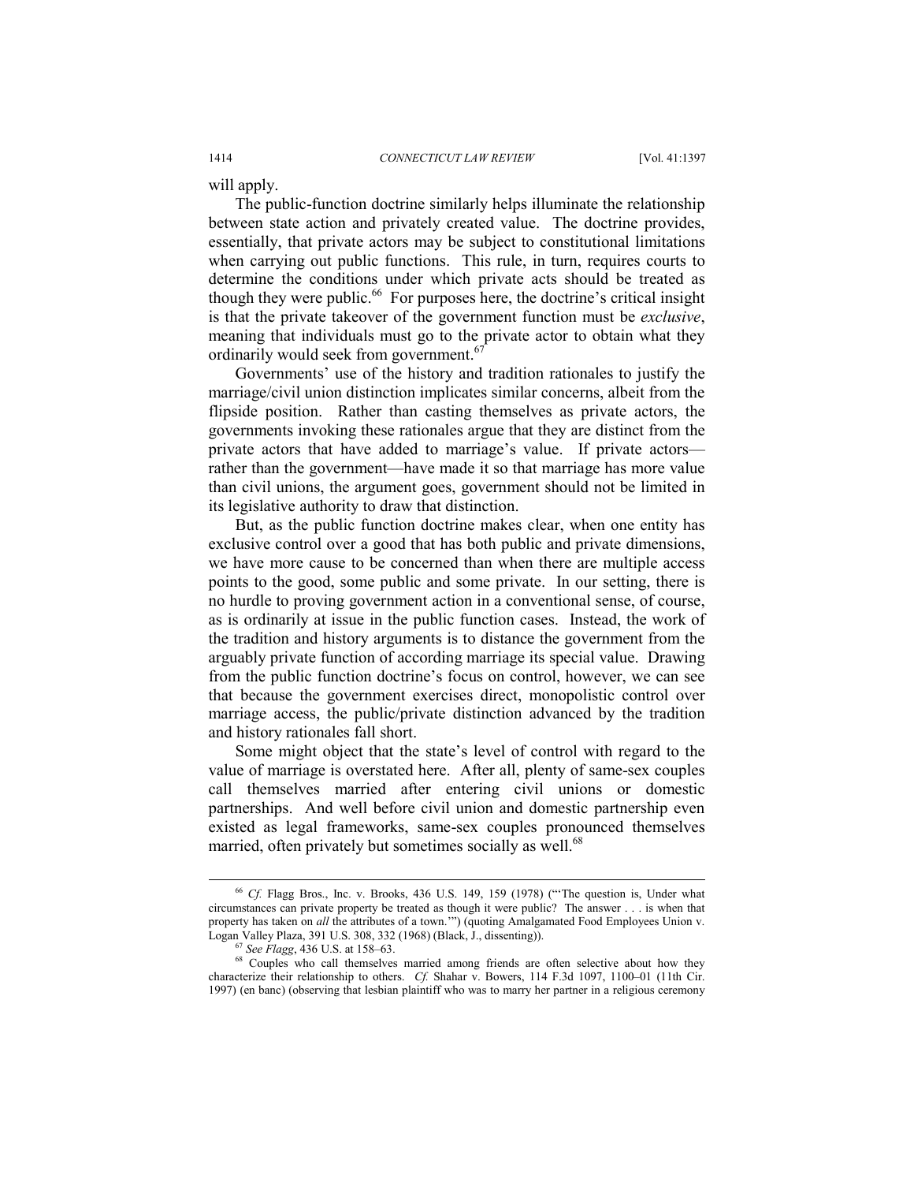will apply.

The public-function doctrine similarly helps illuminate the relationship between state action and privately created value. The doctrine provides, essentially, that private actors may be subject to constitutional limitations when carrying out public functions. This rule, in turn, requires courts to determine the conditions under which private acts should be treated as though they were public.[66] For purposes here, the doctrine's critical insight is that the private takeover of the government function must be *exclusive*, meaning that individuals must go to the private actor to obtain what they ordinarily would seek from government.[67]

Governments' use of the history and tradition rationales to justify the marriage/civil union distinction implicates similar concerns, albeit from the flipside position. Rather than casting themselves as private actors, the governments invoking these rationales argue that they are distinct from the private actors that have added to marriage's value. If private actors—rather than the government—have made it so that marriage has more value than civil unions, the argument goes, government should not be limited in its legislative authority to draw that distinction.

But, as the public function doctrine makes clear, when one entity has exclusive control over a good that has both public and private dimensions, we have more cause to be concerned than when there are multiple access points to the good, some public and some private. In our setting, there is no hurdle to proving government action in a conventional sense, of course, as is ordinarily at issue in the public function cases. Instead, the work of the tradition and history arguments is to distance the government from the arguably private function of according marriage its special value. Drawing from the public function doctrine's focus on control, however, we can see that because the government exercises direct, monopolistic control over marriage access, the public/private distinction advanced by the tradition and history rationales fall short.

Some might object that the state's level of control with regard to the value of marriage is overstated here. After all, plenty of same-sex couples call themselves married after entering civil unions or domestic partnerships. And well before civil union and domestic partnership even existed as legal frameworks, same-sex couples pronounced themselves married, often privately but sometimes socially as well.[68]

---

[66] *Cf.* Flagg Bros., Inc. v. Brooks, 436 U.S. 149, 159 (1978) ("'The question is, Under what circumstances can private property be treated as though it were public? The answer . . . is when that property has taken on *all* the attributes of a town.'") (quoting Amalgamated Food Employees Union v. Logan Valley Plaza, 391 U.S. 308, 332 (1968) (Black, J., dissenting)).

[67] *See Flagg*, 436 U.S. at 158–63.

[68] Couples who call themselves married among friends are often selective about how they characterize their relationship to others. *Cf.* Shahar v. Bowers, 114 F.3d 1097, 1100–01 (11th Cir. 1997) (en banc) (observing that lesbian plaintiff who was to marry her partner in a religious ceremony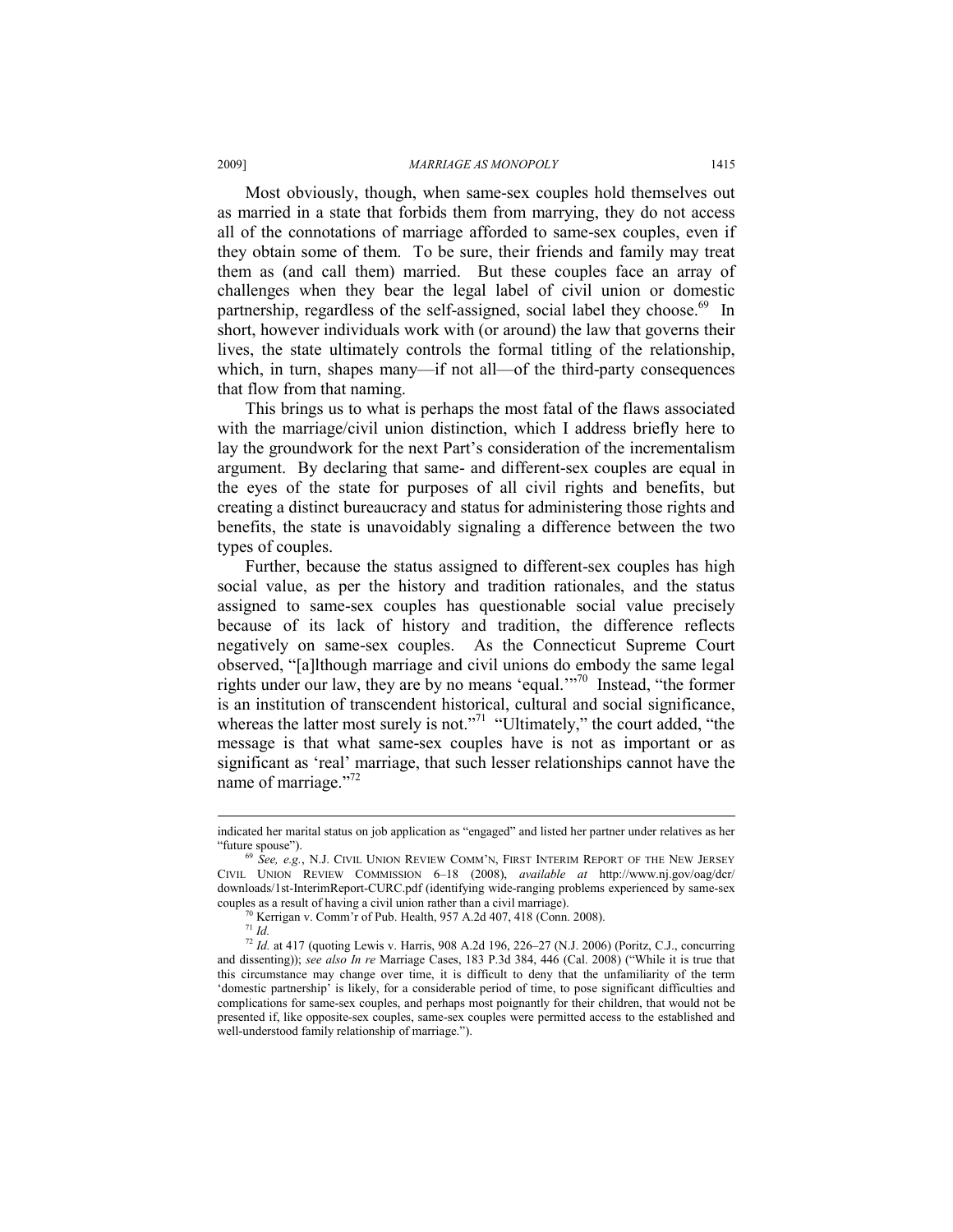Most obviously, though, when same-sex couples hold themselves out as married in a state that forbids them from marrying, they do not access all of the connotations of marriage afforded to same-sex couples, even if they obtain some of them. To be sure, their friends and family may treat them as (and call them) married. But these couples face an array of challenges when they bear the legal label of civil union or domestic partnership, regardless of the self-assigned, social label they choose.[69] In short, however individuals work with (or around) the law that governs their lives, the state ultimately controls the formal titling of the relationship, which, in turn, shapes many—if not all—of the third-party consequences that flow from that naming.

This brings us to what is perhaps the most fatal of the flaws associated with the marriage/civil union distinction, which I address briefly here to lay the groundwork for the next Part's consideration of the incrementalism argument. By declaring that same- and different-sex couples are equal in the eyes of the state for purposes of all civil rights and benefits, but creating a distinct bureaucracy and status for administering those rights and benefits, the state is unavoidably signaling a difference between the two types of couples.

Further, because the status assigned to different-sex couples has high social value, as per the history and tradition rationales, and the status assigned to same-sex couples has questionable social value precisely because of its lack of history and tradition, the difference reflects negatively on same-sex couples. As the Connecticut Supreme Court observed, "[a]lthough marriage and civil unions do embody the same legal rights under our law, they are by no means 'equal.'"[70] Instead, "the former is an institution of transcendent historical, cultural and social significance, whereas the latter most surely is not."[71] "Ultimately," the court added, "the message is that what same-sex couples have is not as important or as significant as 'real' marriage, that such lesser relationships cannot have the name of marriage."[72]

---

indicated her marital status on job application as "engaged" and listed her partner under relatives as her "future spouse").

[69] *See, e.g.*, N.J. CIVIL UNION REVIEW COMM'N, FIRST INTERIM REPORT OF THE NEW JERSEY CIVIL UNION REVIEW COMMISSION 6–18 (2008), *available at* http://www.nj.gov/oag/dcr/downloads/1st-InterimReport-CURC.pdf (identifying wide-ranging problems experienced by same-sex couples as a result of having a civil union rather than a civil marriage).

[70] Kerrigan v. Comm'r of Pub. Health, 957 A.2d 407, 418 (Conn. 2008).

[71] *Id.*

[72] *Id.* at 417 (quoting Lewis v. Harris, 908 A.2d 196, 226–27 (N.J. 2006) (Poritz, C.J., concurring and dissenting)); *see also In re* Marriage Cases, 183 P.3d 384, 446 (Cal. 2008) ("While it is true that this circumstance may change over time, it is difficult to deny that the unfamiliarity of the term 'domestic partnership' is likely, for a considerable period of time, to pose significant difficulties and complications for same-sex couples, and perhaps most poignantly for their children, that would not be presented if, like opposite-sex couples, same-sex couples were permitted access to the established and well-understood family relationship of marriage.").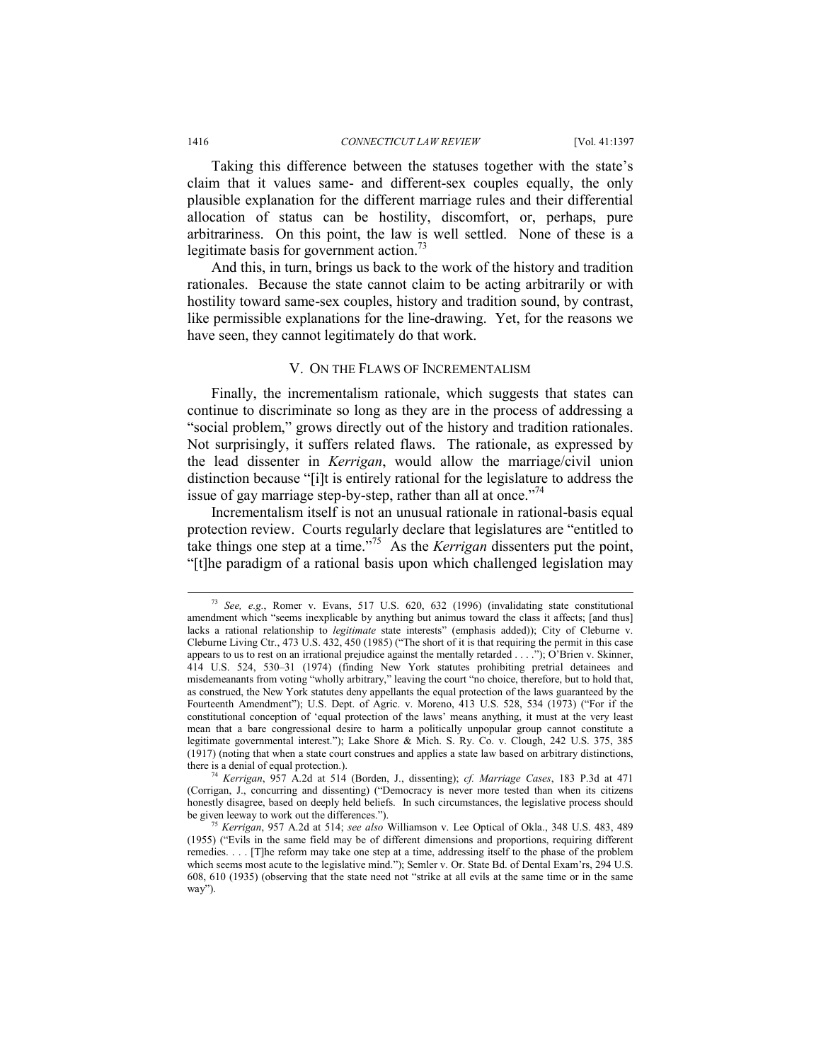Taking this difference between the statuses together with the state's claim that it values same- and different-sex couples equally, the only plausible explanation for the different marriage rules and their differential allocation of status can be hostility, discomfort, or, perhaps, pure arbitrariness. On this point, the law is well settled. None of these is a legitimate basis for government action.[73]

And this, in turn, brings us back to the work of the history and tradition rationales. Because the state cannot claim to be acting arbitrarily or with hostility toward same-sex couples, history and tradition sound, by contrast, like permissible explanations for the line-drawing. Yet, for the reasons we have seen, they cannot legitimately do that work.

## V. ON THE FLAWS OF INCREMENTALISM

Finally, the incrementalism rationale, which suggests that states can continue to discriminate so long as they are in the process of addressing a "social problem," grows directly out of the history and tradition rationales. Not surprisingly, it suffers related flaws. The rationale, as expressed by the lead dissenter in *Kerrigan*, would allow the marriage/civil union distinction because "[i]t is entirely rational for the legislature to address the issue of gay marriage step-by-step, rather than all at once."[74]

Incrementalism itself is not an unusual rationale in rational-basis equal protection review. Courts regularly declare that legislatures are "entitled to take things one step at a time."[75] As the *Kerrigan* dissenters put the point, "[t]he paradigm of a rational basis upon which challenged legislation may

---

[73] *See, e.g.*, Romer v. Evans, 517 U.S. 620, 632 (1996) (invalidating state constitutional amendment which "seems inexplicable by anything but animus toward the class it affects; [and thus] lacks a rational relationship to *legitimate* state interests" (emphasis added)); City of Cleburne v. Cleburne Living Ctr., 473 U.S. 432, 450 (1985) ("The short of it is that requiring the permit in this case appears to us to rest on an irrational prejudice against the mentally retarded . . . ."); O'Brien v. Skinner, 414 U.S. 524, 530–31 (1974) (finding New York statutes prohibiting pretrial detainees and misdemeanants from voting "wholly arbitrary," leaving the court "no choice, therefore, but to hold that, as construed, the New York statutes deny appellants the equal protection of the laws guaranteed by the Fourteenth Amendment"); U.S. Dept. of Agric. v. Moreno, 413 U.S. 528, 534 (1973) ("For if the constitutional conception of 'equal protection of the laws' means anything, it must at the very least mean that a bare congressional desire to harm a politically unpopular group cannot constitute a legitimate governmental interest."); Lake Shore & Mich. S. Ry. Co. v. Clough, 242 U.S. 375, 385 (1917) (noting that when a state court construes and applies a state law based on arbitrary distinctions, there is a denial of equal protection.).

[74] *Kerrigan*, 957 A.2d at 514 (Borden, J., dissenting); *cf. Marriage Cases*, 183 P.3d at 471 (Corrigan, J., concurring and dissenting) ("Democracy is never more tested than when its citizens honestly disagree, based on deeply held beliefs. In such circumstances, the legislative process should be given leeway to work out the differences.").

[75] *Kerrigan*, 957 A.2d at 514; *see also* Williamson v. Lee Optical of Okla., 348 U.S. 483, 489 (1955) ("Evils in the same field may be of different dimensions and proportions, requiring different remedies. . . . [T]he reform may take one step at a time, addressing itself to the phase of the problem which seems most acute to the legislative mind."); Semler v. Or. State Bd. of Dental Exam'rs, 294 U.S. 608, 610 (1935) (observing that the state need not "strike at all evils at the same time or in the same way").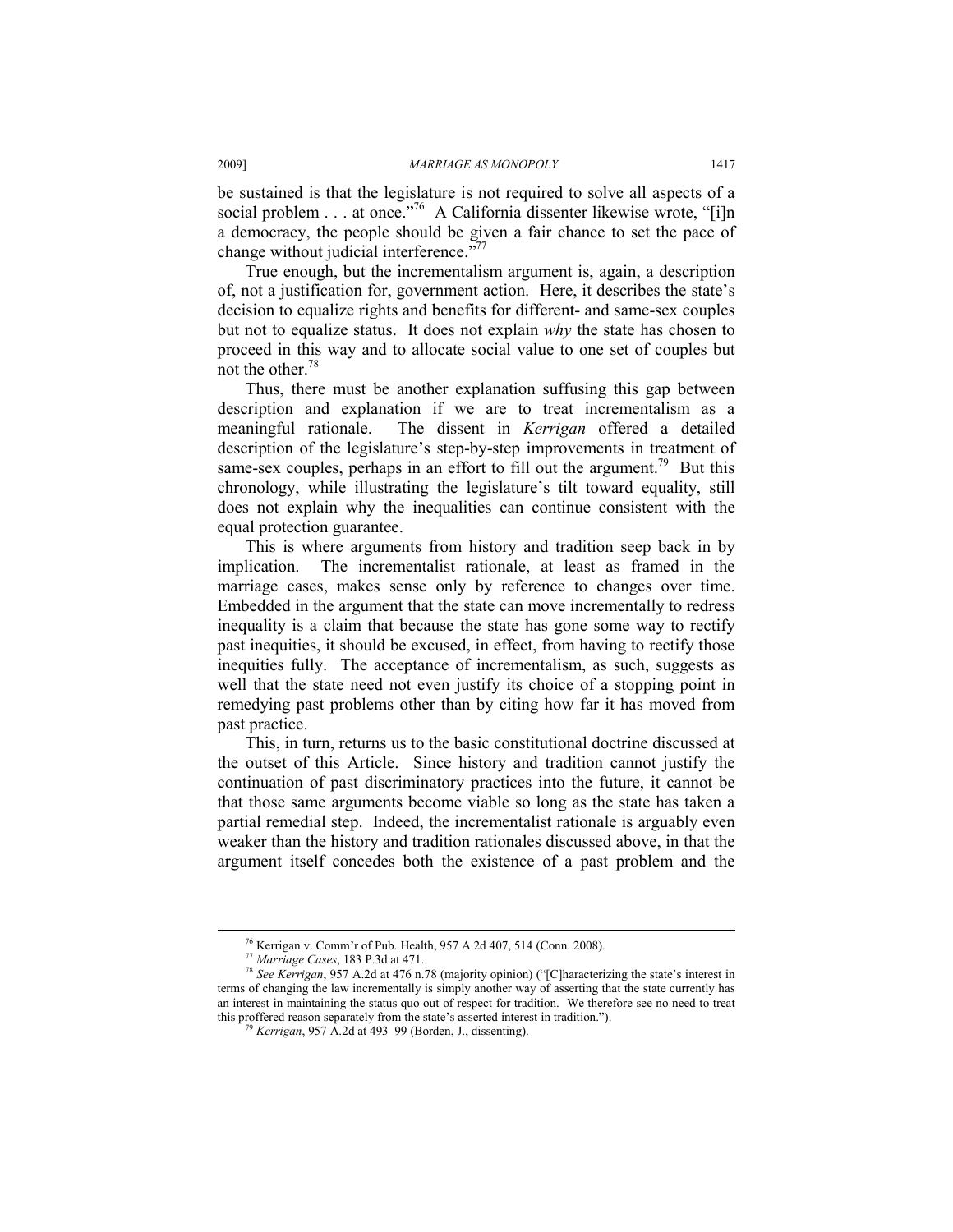be sustained is that the legislature is not required to solve all aspects of a social problem . . . at once."[76] A California dissenter likewise wrote, "[i]n a democracy, the people should be given a fair chance to set the pace of change without judicial interference."[77]

True enough, but the incrementalism argument is, again, a description of, not a justification for, government action. Here, it describes the state's decision to equalize rights and benefits for different- and same-sex couples but not to equalize status. It does not explain *why* the state has chosen to proceed in this way and to allocate social value to one set of couples but not the other.[78]

Thus, there must be another explanation suffusing this gap between description and explanation if we are to treat incrementalism as a meaningful rationale. The dissent in *Kerrigan* offered a detailed description of the legislature's step-by-step improvements in treatment of same-sex couples, perhaps in an effort to fill out the argument.[79] But this chronology, while illustrating the legislature's tilt toward equality, still does not explain why the inequalities can continue consistent with the equal protection guarantee.

This is where arguments from history and tradition seep back in by implication. The incrementalist rationale, at least as framed in the marriage cases, makes sense only by reference to changes over time. Embedded in the argument that the state can move incrementally to redress inequality is a claim that because the state has gone some way to rectify past inequities, it should be excused, in effect, from having to rectify those inequities fully. The acceptance of incrementalism, as such, suggests as well that the state need not even justify its choice of a stopping point in remedying past problems other than by citing how far it has moved from past practice.

This, in turn, returns us to the basic constitutional doctrine discussed at the outset of this Article. Since history and tradition cannot justify the continuation of past discriminatory practices into the future, it cannot be that those same arguments become viable so long as the state has taken a partial remedial step. Indeed, the incrementalist rationale is arguably even weaker than the history and tradition rationales discussed above, in that the argument itself concedes both the existence of a past problem and the

---

[76] Kerrigan v. Comm'r of Pub. Health, 957 A.2d 407, 514 (Conn. 2008).

[77] *Marriage Cases*, 183 P.3d at 471.

[78] *See Kerrigan*, 957 A.2d at 476 n.78 (majority opinion) ("[C]haracterizing the state's interest in terms of changing the law incrementally is simply another way of asserting that the state currently has an interest in maintaining the status quo out of respect for tradition. We therefore see no need to treat this proffered reason separately from the state's asserted interest in tradition.").

[79] *Kerrigan*, 957 A.2d at 493–99 (Borden, J., dissenting).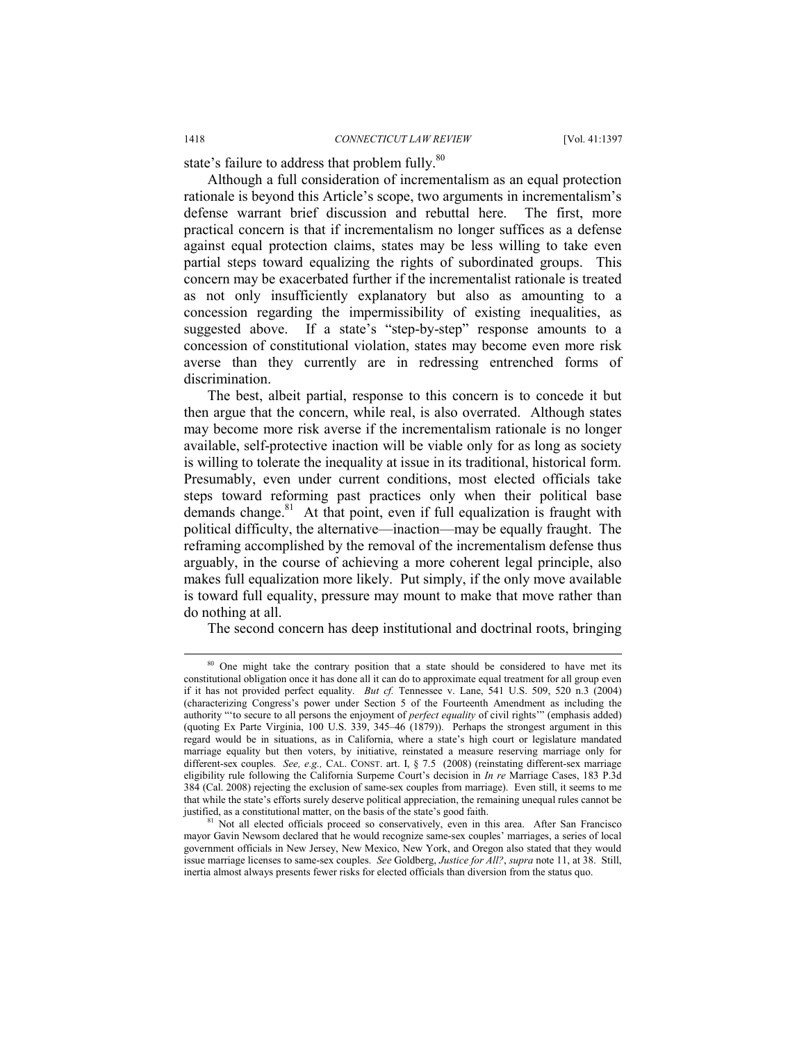state's failure to address that problem fully.[80]

Although a full consideration of incrementalism as an equal protection rationale is beyond this Article's scope, two arguments in incrementalism's defense warrant brief discussion and rebuttal here. The first, more practical concern is that if incrementalism no longer suffices as a defense against equal protection claims, states may be less willing to take even partial steps toward equalizing the rights of subordinated groups. This concern may be exacerbated further if the incrementalist rationale is treated as not only insufficiently explanatory but also as amounting to a concession regarding the impermissibility of existing inequalities, as suggested above. If a state's "step-by-step" response amounts to a concession of constitutional violation, states may become even more risk averse than they currently are in redressing entrenched forms of discrimination.

The best, albeit partial, response to this concern is to concede it but then argue that the concern, while real, is also overrated. Although states may become more risk averse if the incrementalism rationale is no longer available, self-protective inaction will be viable only for as long as society is willing to tolerate the inequality at issue in its traditional, historical form. Presumably, even under current conditions, most elected officials take steps toward reforming past practices only when their political base demands change.[81] At that point, even if full equalization is fraught with political difficulty, the alternative—inaction—may be equally fraught. The reframing accomplished by the removal of the incrementalism defense thus arguably, in the course of achieving a more coherent legal principle, also makes full equalization more likely. Put simply, if the only move available is toward full equality, pressure may mount to make that move rather than do nothing at all.

The second concern has deep institutional and doctrinal roots, bringing

---

[80] One might take the contrary position that a state should be considered to have met its constitutional obligation once it has done all it can do to approximate equal treatment for all group even if it has not provided perfect equality. *But cf.* Tennessee v. Lane, 541 U.S. 509, 520 n.3 (2004) (characterizing Congress's power under Section 5 of the Fourteenth Amendment as including the authority "'to secure to all persons the enjoyment of *perfect equality* of civil rights'" (emphasis added) (quoting Ex Parte Virginia, 100 U.S. 339, 345–46 (1879)). Perhaps the strongest argument in this regard would be in situations, as in California, where a state's high court or legislature mandated marriage equality but then voters, by initiative, reinstated a measure reserving marriage only for different-sex couples. *See, e.g.,* CAL. CONST. art. I, § 7.5 (2008) (reinstating different-sex marriage eligibility rule following the California Surpeme Court's decision in *In re* Marriage Cases, 183 P.3d 384 (Cal. 2008) rejecting the exclusion of same-sex couples from marriage). Even still, it seems to me that while the state's efforts surely deserve political appreciation, the remaining unequal rules cannot be justified, as a constitutional matter, on the basis of the state's good faith.

[81] Not all elected officials proceed so conservatively, even in this area. After San Francisco mayor Gavin Newsom declared that he would recognize same-sex couples' marriages, a series of local government officials in New Jersey, New Mexico, New York, and Oregon also stated that they would issue marriage licenses to same-sex couples. *See* Goldberg, *Justice for All?*, *supra* note 11, at 38. Still, inertia almost always presents fewer risks for elected officials than diversion from the status quo.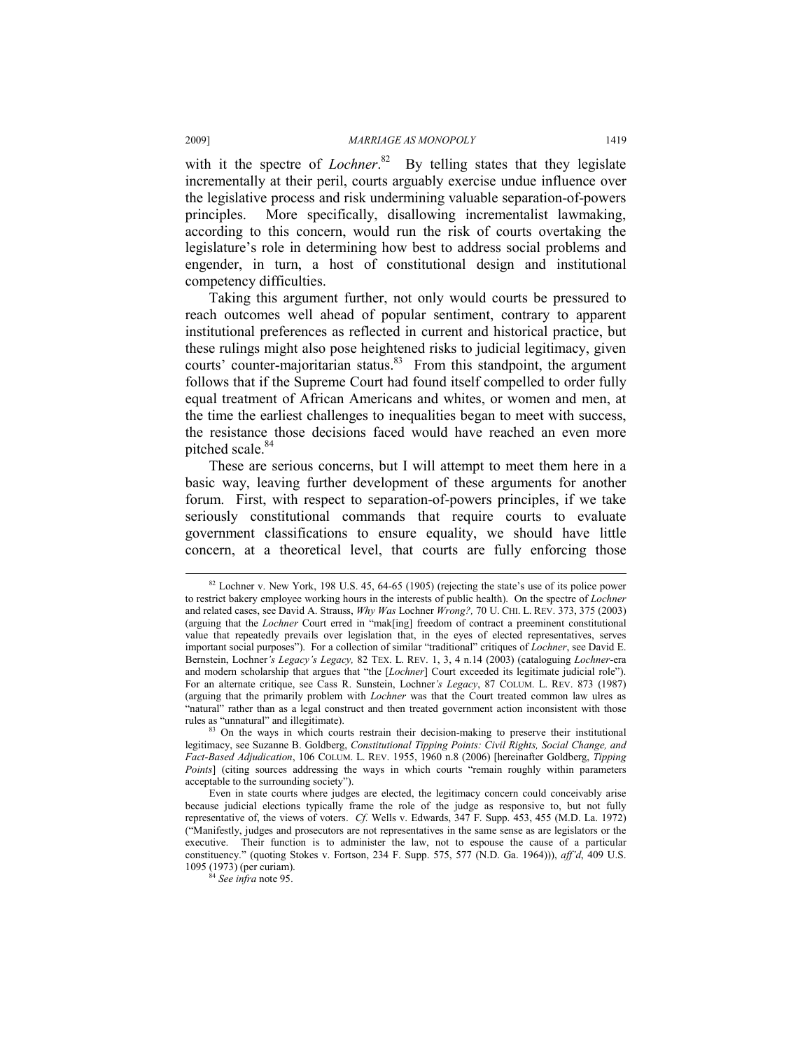with it the spectre of *Lochner*.[82] By telling states that they legislate incrementally at their peril, courts arguably exercise undue influence over the legislative process and risk undermining valuable separation-of-powers principles. More specifically, disallowing incrementalist lawmaking, according to this concern, would run the risk of courts overtaking the legislature's role in determining how best to address social problems and engender, in turn, a host of constitutional design and institutional competency difficulties.

Taking this argument further, not only would courts be pressured to reach outcomes well ahead of popular sentiment, contrary to apparent institutional preferences as reflected in current and historical practice, but these rulings might also pose heightened risks to judicial legitimacy, given courts' counter-majoritarian status.[83] From this standpoint, the argument follows that if the Supreme Court had found itself compelled to order fully equal treatment of African Americans and whites, or women and men, at the time the earliest challenges to inequalities began to meet with success, the resistance those decisions faced would have reached an even more pitched scale.[84]

These are serious concerns, but I will attempt to meet them here in a basic way, leaving further development of these arguments for another forum. First, with respect to separation-of-powers principles, if we take seriously constitutional commands that require courts to evaluate government classifications to ensure equality, we should have little concern, at a theoretical level, that courts are fully enforcing those

---

[82] Lochner v. New York, 198 U.S. 45, 64-65 (1905) (rejecting the state's use of its police power to restrict bakery employee working hours in the interests of public health). On the spectre of *Lochner* and related cases, see David A. Strauss, *Why Was* Lochner *Wrong?,* 70 U. CHI. L. REV. 373, 375 (2003) (arguing that the *Lochner* Court erred in "mak[ing] freedom of contract a preeminent constitutional value that repeatedly prevails over legislation that, in the eyes of elected representatives, serves important social purposes"). For a collection of similar "traditional" critiques of *Lochner*, see David E. Bernstein, Lochner*'s Legacy's Legacy,* 82 TEX. L. REV. 1, 3, 4 n.14 (2003) (cataloguing *Lochner*-era and modern scholarship that argues that "the [*Lochner*] Court exceeded its legitimate judicial role"). For an alternate critique, see Cass R. Sunstein, Lochner*'s Legacy*, 87 COLUM. L. REV. 873 (1987) (arguing that the primarily problem with *Lochner* was that the Court treated common law ulres as "natural" rather than as a legal construct and then treated government action inconsistent with those rules as "unnatural" and illegitimate).

[83] On the ways in which courts restrain their decision-making to preserve their institutional legitimacy, see Suzanne B. Goldberg, *Constitutional Tipping Points: Civil Rights, Social Change, and Fact-Based Adjudication*, 106 COLUM. L. REV. 1955, 1960 n.8 (2006) [hereinafter Goldberg, *Tipping Points*] (citing sources addressing the ways in which courts "remain roughly within parameters acceptable to the surrounding society").

Even in state courts where judges are elected, the legitimacy concern could conceivably arise because judicial elections typically frame the role of the judge as responsive to, but not fully representative of, the views of voters. *Cf.* Wells v. Edwards, 347 F. Supp. 453, 455 (M.D. La. 1972) ("Manifestly, judges and prosecutors are not representatives in the same sense as are legislators or the executive. Their function is to administer the law, not to espouse the cause of a particular constituency." (quoting Stokes v. Fortson, 234 F. Supp. 575, 577 (N.D. Ga. 1964))), *aff'd*, 409 U.S. 1095 (1973) (per curiam).

[84] *See infra* note 95.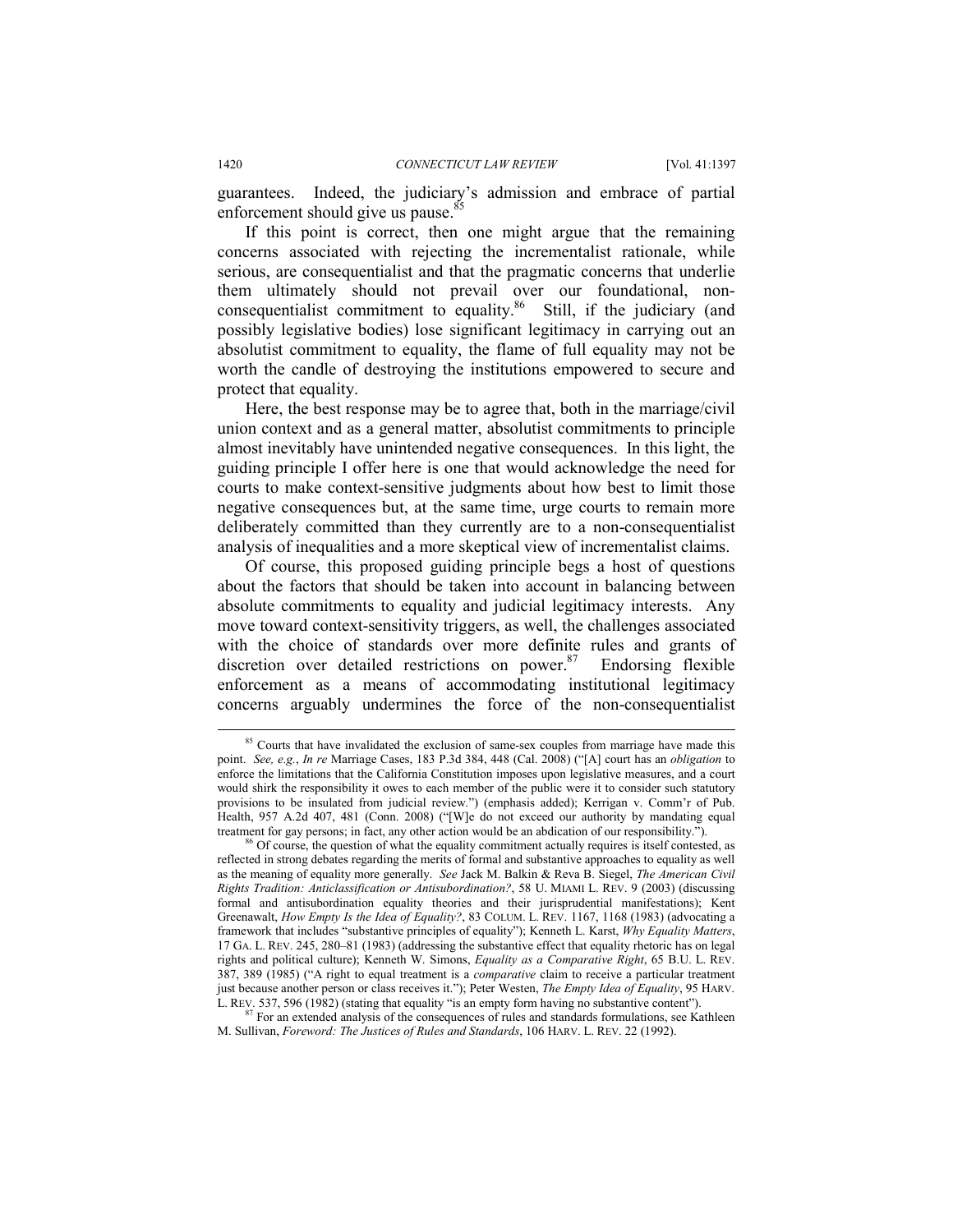guarantees. Indeed, the judiciary's admission and embrace of partial enforcement should give us pause.[85]

If this point is correct, then one might argue that the remaining concerns associated with rejecting the incrementalist rationale, while serious, are consequentialist and that the pragmatic concerns that underlie them ultimately should not prevail over our foundational, non-consequentialist commitment to equality.[86] Still, if the judiciary (and possibly legislative bodies) lose significant legitimacy in carrying out an absolutist commitment to equality, the flame of full equality may not be worth the candle of destroying the institutions empowered to secure and protect that equality.

Here, the best response may be to agree that, both in the marriage/civil union context and as a general matter, absolutist commitments to principle almost inevitably have unintended negative consequences. In this light, the guiding principle I offer here is one that would acknowledge the need for courts to make context-sensitive judgments about how best to limit those negative consequences but, at the same time, urge courts to remain more deliberately committed than they currently are to a non-consequentialist analysis of inequalities and a more skeptical view of incrementalist claims.

Of course, this proposed guiding principle begs a host of questions about the factors that should be taken into account in balancing between absolute commitments to equality and judicial legitimacy interests. Any move toward context-sensitivity triggers, as well, the challenges associated with the choice of standards over more definite rules and grants of discretion over detailed restrictions on power.[87] Endorsing flexible enforcement as a means of accommodating institutional legitimacy concerns arguably undermines the force of the non-consequentialist

---

[85] Courts that have invalidated the exclusion of same-sex couples from marriage have made this point. *See, e.g.*, *In re* Marriage Cases, 183 P.3d 384, 448 (Cal. 2008) ("[A] court has an *obligation* to enforce the limitations that the California Constitution imposes upon legislative measures, and a court would shirk the responsibility it owes to each member of the public were it to consider such statutory provisions to be insulated from judicial review.") (emphasis added); Kerrigan v. Comm'r of Pub. Health, 957 A.2d 407, 481 (Conn. 2008) ("[W]e do not exceed our authority by mandating equal treatment for gay persons; in fact, any other action would be an abdication of our responsibility.").

[86] Of course, the question of what the equality commitment actually requires is itself contested, as reflected in strong debates regarding the merits of formal and substantive approaches to equality as well as the meaning of equality more generally. *See* Jack M. Balkin & Reva B. Siegel, *The American Civil Rights Tradition: Anticlassification or Antisubordination?*, 58 U. MIAMI L. REV. 9 (2003) (discussing formal and antisubordination equality theories and their jurisprudential manifestations); Kent Greenawalt, *How Empty Is the Idea of Equality?*, 83 COLUM. L. REV. 1167, 1168 (1983) (advocating a framework that includes "substantive principles of equality"); Kenneth L. Karst, *Why Equality Matters*, 17 GA. L. REV. 245, 280–81 (1983) (addressing the substantive effect that equality rhetoric has on legal rights and political culture); Kenneth W. Simons, *Equality as a Comparative Right*, 65 B.U. L. REV. 387, 389 (1985) ("A right to equal treatment is a *comparative* claim to receive a particular treatment just because another person or class receives it."); Peter Westen, *The Empty Idea of Equality*, 95 HARV. L. REV. 537, 596 (1982) (stating that equality "is an empty form having no substantive content").

[87] For an extended analysis of the consequences of rules and standards formulations, see Kathleen M. Sullivan, *Foreword: The Justices of Rules and Standards*, 106 HARV. L. REV. 22 (1992).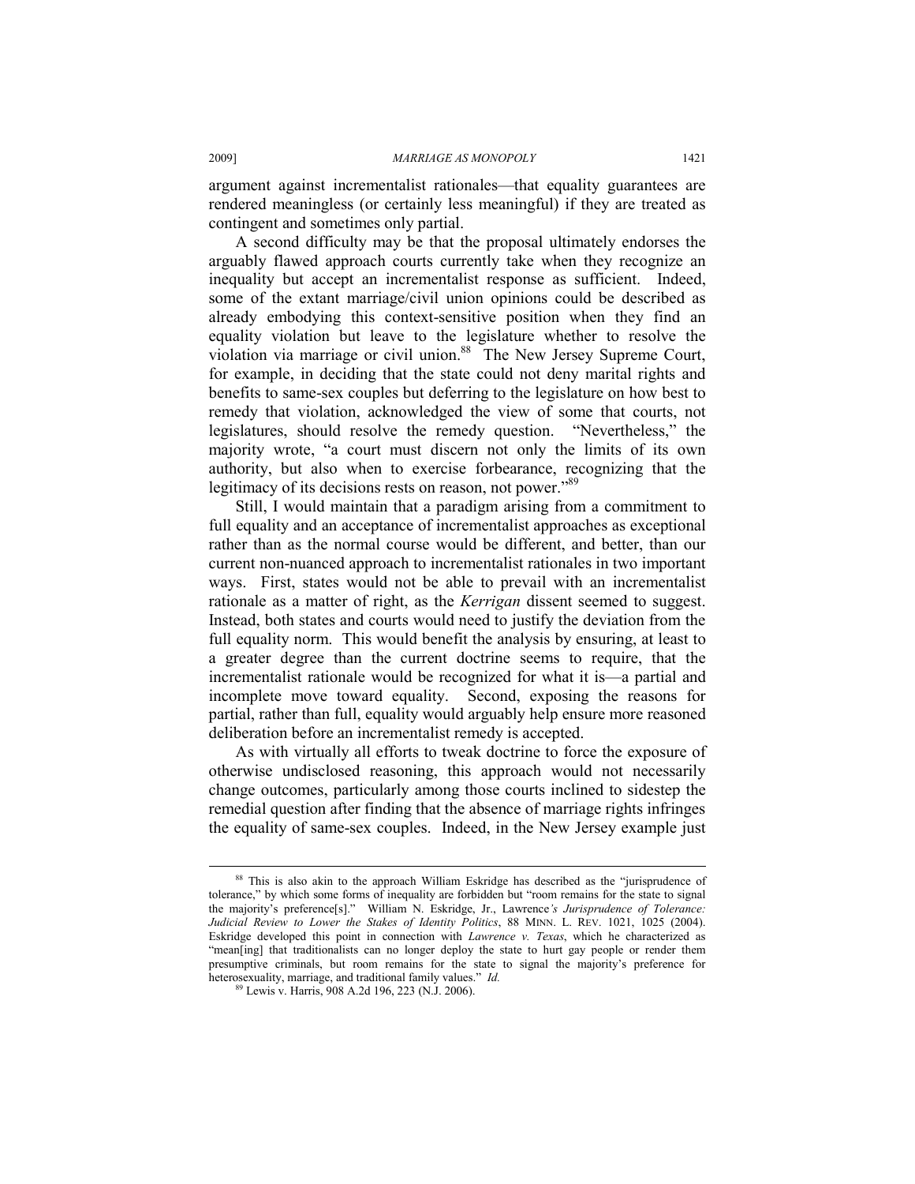argument against incrementalist rationales—that equality guarantees are rendered meaningless (or certainly less meaningful) if they are treated as contingent and sometimes only partial.

A second difficulty may be that the proposal ultimately endorses the arguably flawed approach courts currently take when they recognize an inequality but accept an incrementalist response as sufficient. Indeed, some of the extant marriage/civil union opinions could be described as already embodying this context-sensitive position when they find an equality violation but leave to the legislature whether to resolve the violation via marriage or civil union.[88] The New Jersey Supreme Court, for example, in deciding that the state could not deny marital rights and benefits to same-sex couples but deferring to the legislature on how best to remedy that violation, acknowledged the view of some that courts, not legislatures, should resolve the remedy question. "Nevertheless," the majority wrote, "a court must discern not only the limits of its own authority, but also when to exercise forbearance, recognizing that the legitimacy of its decisions rests on reason, not power."[89]

Still, I would maintain that a paradigm arising from a commitment to full equality and an acceptance of incrementalist approaches as exceptional rather than as the normal course would be different, and better, than our current non-nuanced approach to incrementalist rationales in two important ways. First, states would not be able to prevail with an incrementalist rationale as a matter of right, as the *Kerrigan* dissent seemed to suggest. Instead, both states and courts would need to justify the deviation from the full equality norm. This would benefit the analysis by ensuring, at least to a greater degree than the current doctrine seems to require, that the incrementalist rationale would be recognized for what it is—a partial and incomplete move toward equality. Second, exposing the reasons for partial, rather than full, equality would arguably help ensure more reasoned deliberation before an incrementalist remedy is accepted.

As with virtually all efforts to tweak doctrine to force the exposure of otherwise undisclosed reasoning, this approach would not necessarily change outcomes, particularly among those courts inclined to sidestep the remedial question after finding that the absence of marriage rights infringes the equality of same-sex couples. Indeed, in the New Jersey example just

---

[88] This is also akin to the approach William Eskridge has described as the "jurisprudence of tolerance," by which some forms of inequality are forbidden but "room remains for the state to signal the majority's preference[s]." William N. Eskridge, Jr., Lawrence*'s Jurisprudence of Tolerance: Judicial Review to Lower the Stakes of Identity Politics*, 88 MINN. L. REV. 1021, 1025 (2004). Eskridge developed this point in connection with *Lawrence v. Texas*, which he characterized as "mean[ing] that traditionalists can no longer deploy the state to hurt gay people or render them presumptive criminals, but room remains for the state to signal the majority's preference for heterosexuality, marriage, and traditional family values." *Id.*

[89] Lewis v. Harris, 908 A.2d 196, 223 (N.J. 2006).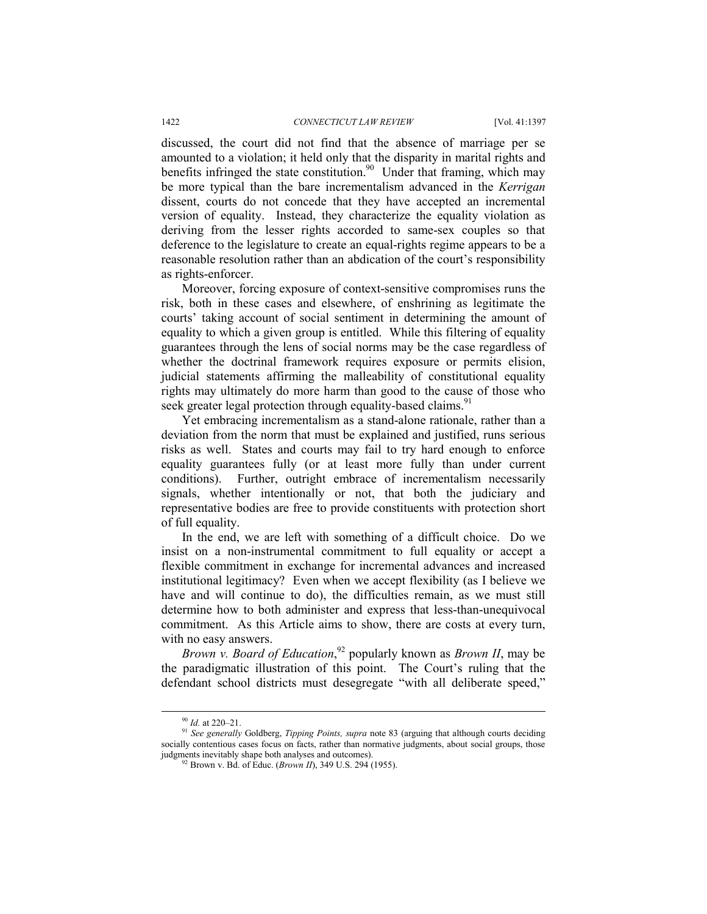discussed, the court did not find that the absence of marriage per se amounted to a violation; it held only that the disparity in marital rights and benefits infringed the state constitution.[90] Under that framing, which may be more typical than the bare incrementalism advanced in the *Kerrigan* dissent, courts do not concede that they have accepted an incremental version of equality. Instead, they characterize the equality violation as deriving from the lesser rights accorded to same-sex couples so that deference to the legislature to create an equal-rights regime appears to be a reasonable resolution rather than an abdication of the court's responsibility as rights-enforcer.

Moreover, forcing exposure of context-sensitive compromises runs the risk, both in these cases and elsewhere, of enshrining as legitimate the courts' taking account of social sentiment in determining the amount of equality to which a given group is entitled. While this filtering of equality guarantees through the lens of social norms may be the case regardless of whether the doctrinal framework requires exposure or permits elision, judicial statements affirming the malleability of constitutional equality rights may ultimately do more harm than good to the cause of those who seek greater legal protection through equality-based claims.[91]

Yet embracing incrementalism as a stand-alone rationale, rather than a deviation from the norm that must be explained and justified, runs serious risks as well. States and courts may fail to try hard enough to enforce equality guarantees fully (or at least more fully than under current conditions). Further, outright embrace of incrementalism necessarily signals, whether intentionally or not, that both the judiciary and representative bodies are free to provide constituents with protection short of full equality.

In the end, we are left with something of a difficult choice. Do we insist on a non-instrumental commitment to full equality or accept a flexible commitment in exchange for incremental advances and increased institutional legitimacy? Even when we accept flexibility (as I believe we have and will continue to do), the difficulties remain, as we must still determine how to both administer and express that less-than-unequivocal commitment. As this Article aims to show, there are costs at every turn, with no easy answers.

*Brown v. Board of Education*,[92] popularly known as *Brown II*, may be the paradigmatic illustration of this point. The Court's ruling that the defendant school districts must desegregate "with all deliberate speed,"

---

[90] *Id.* at 220–21.

[91] *See generally* Goldberg, *Tipping Points, supra* note 83 (arguing that although courts deciding socially contentious cases focus on facts, rather than normative judgments, about social groups, those judgments inevitably shape both analyses and outcomes).

[92] Brown v. Bd. of Educ. (*Brown II*), 349 U.S. 294 (1955).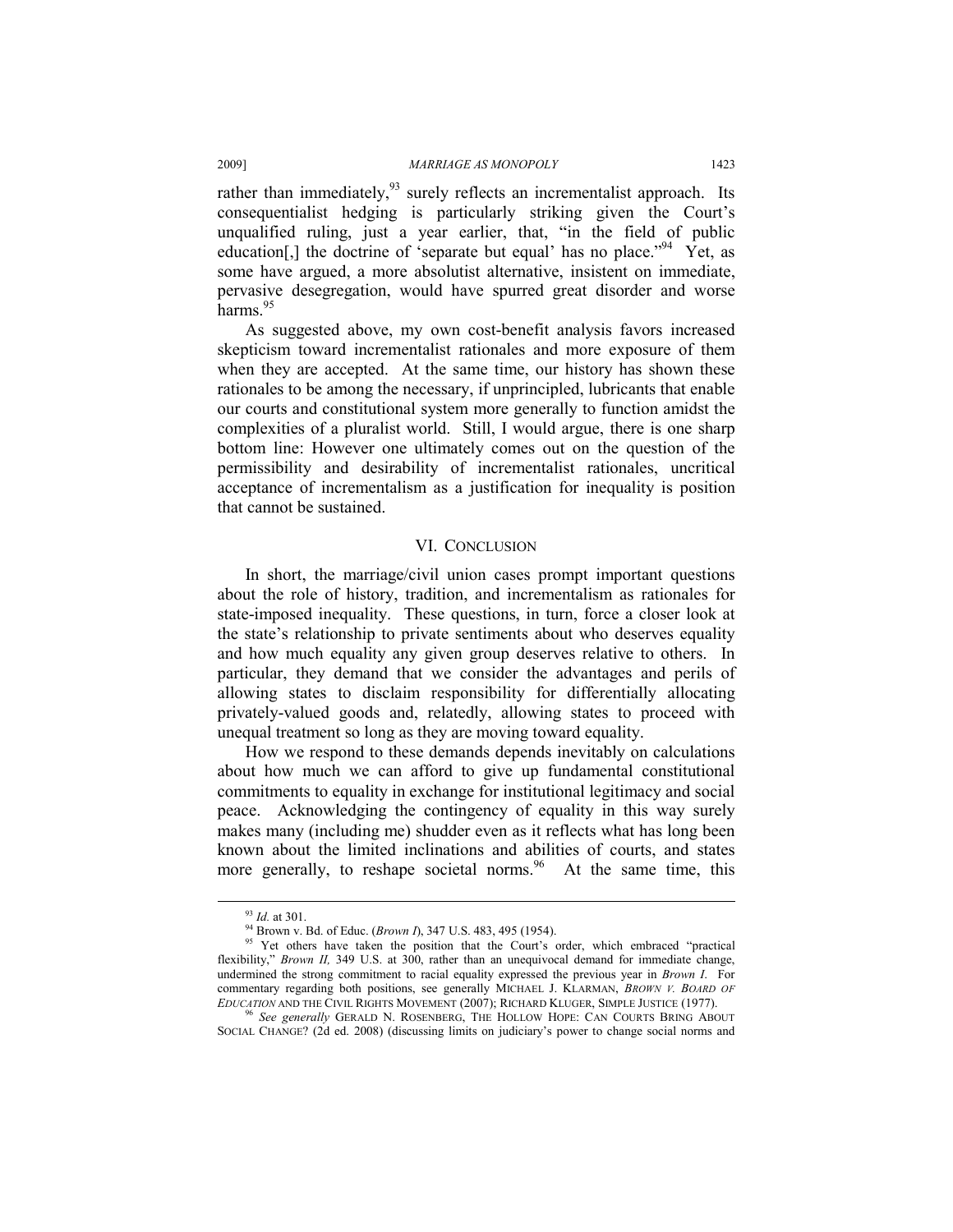rather than immediately,[93] surely reflects an incrementalist approach. Its consequentialist hedging is particularly striking given the Court's unqualified ruling, just a year earlier, that, "in the field of public education[,] the doctrine of 'separate but equal' has no place."[94] Yet, as some have argued, a more absolutist alternative, insistent on immediate, pervasive desegregation, would have spurred great disorder and worse harms.[95]

As suggested above, my own cost-benefit analysis favors increased skepticism toward incrementalist rationales and more exposure of them when they are accepted. At the same time, our history has shown these rationales to be among the necessary, if unprincipled, lubricants that enable our courts and constitutional system more generally to function amidst the complexities of a pluralist world. Still, I would argue, there is one sharp bottom line: However one ultimately comes out on the question of the permissibility and desirability of incrementalist rationales, uncritical acceptance of incrementalism as a justification for inequality is position that cannot be sustained.

## VI. Conclusion

In short, the marriage/civil union cases prompt important questions about the role of history, tradition, and incrementalism as rationales for state-imposed inequality. These questions, in turn, force a closer look at the state's relationship to private sentiments about who deserves equality and how much equality any given group deserves relative to others. In particular, they demand that we consider the advantages and perils of allowing states to disclaim responsibility for differentially allocating privately-valued goods and, relatedly, allowing states to proceed with unequal treatment so long as they are moving toward equality.

How we respond to these demands depends inevitably on calculations about how much we can afford to give up fundamental constitutional commitments to equality in exchange for institutional legitimacy and social peace. Acknowledging the contingency of equality in this way surely makes many (including me) shudder even as it reflects what has long been known about the limited inclinations and abilities of courts, and states more generally, to reshape societal norms.[96] At the same time, this

---

[93] *Id.* at 301.

[94] Brown v. Bd. of Educ. (*Brown I*), 347 U.S. 483, 495 (1954).

[95] Yet others have taken the position that the Court's order, which embraced "practical flexibility," *Brown II,* 349 U.S. at 300, rather than an unequivocal demand for immediate change, undermined the strong commitment to racial equality expressed the previous year in *Brown I*. For commentary regarding both positions, see generally MICHAEL J. KLARMAN, *BROWN V. BOARD OF EDUCATION* AND THE CIVIL RIGHTS MOVEMENT (2007); RICHARD KLUGER, SIMPLE JUSTICE (1977).

[96] *See generally* GERALD N. ROSENBERG, THE HOLLOW HOPE: CAN COURTS BRING ABOUT SOCIAL CHANGE? (2d ed. 2008) (discussing limits on judiciary's power to change social norms and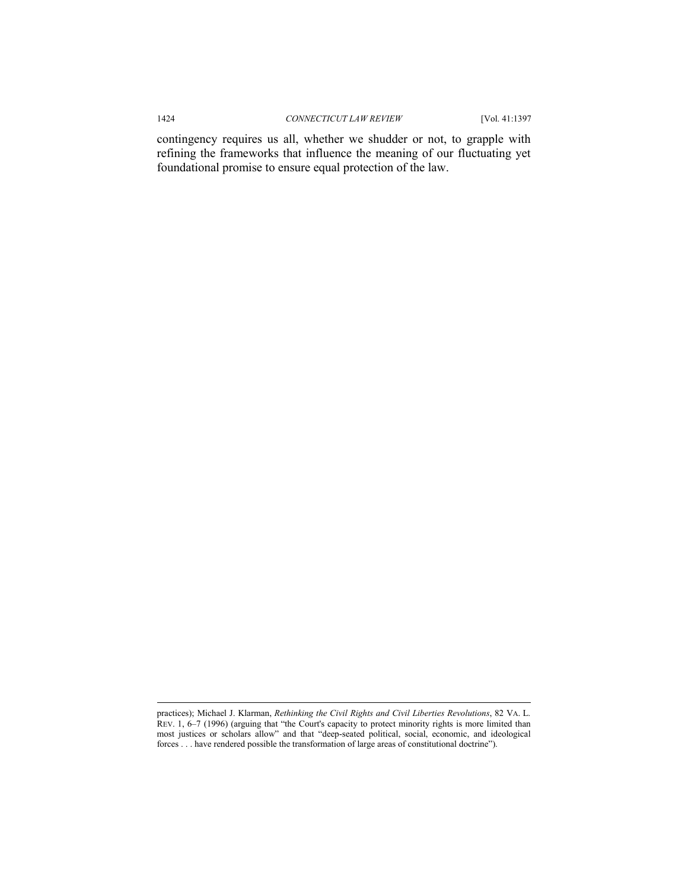contingency requires us all, whether we shudder or not, to grapple with refining the frameworks that influence the meaning of our fluctuating yet foundational promise to ensure equal protection of the law.

---

practices); Michael J. Klarman, *Rethinking the Civil Rights and Civil Liberties Revolutions*, 82 VA. L. REV. 1, 6–7 (1996) (arguing that "the Court's capacity to protect minority rights is more limited than most justices or scholars allow" and that "deep-seated political, social, economic, and ideological forces . . . have rendered possible the transformation of large areas of constitutional doctrine").